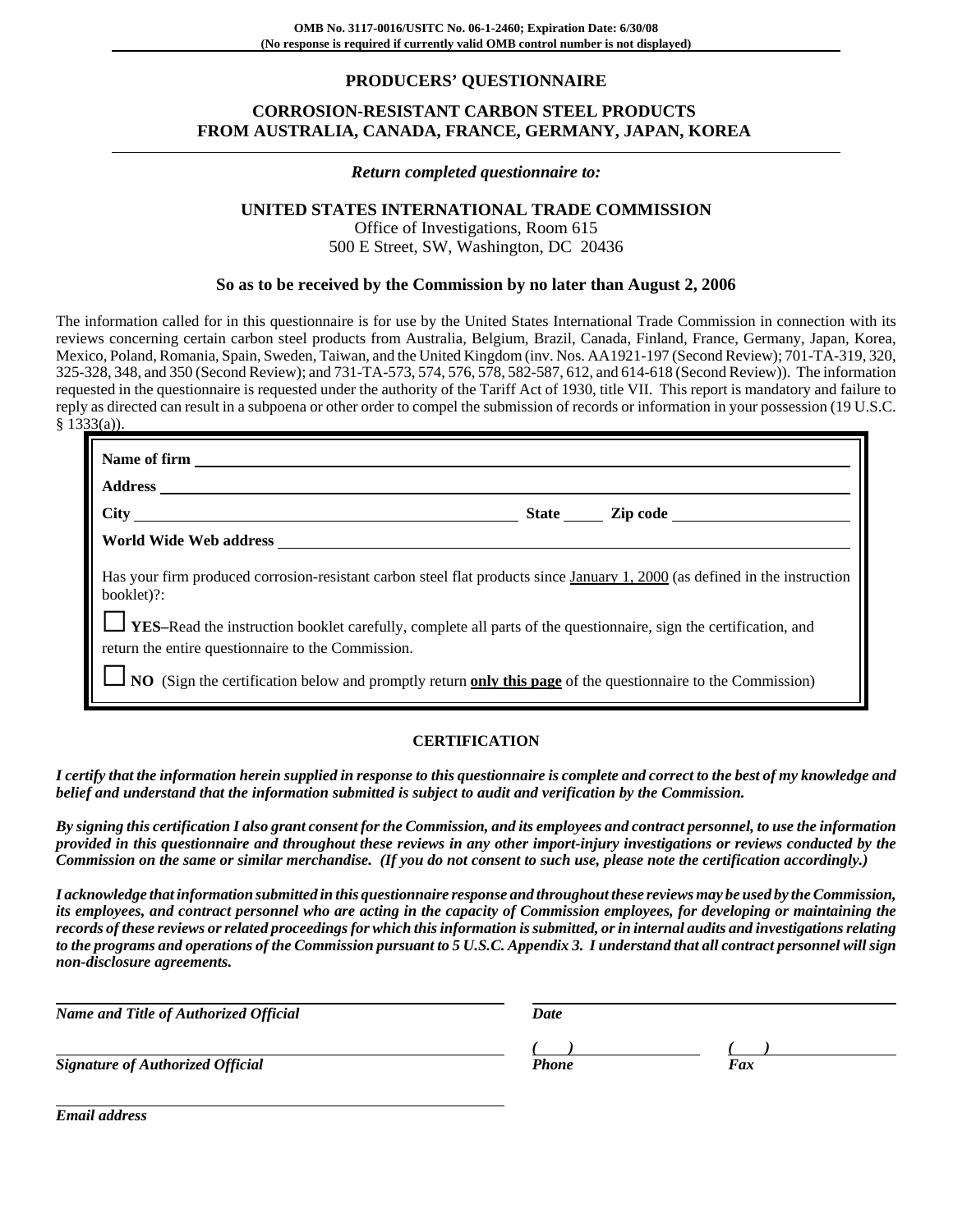**OMB No. 3117-0016/USITC No. 06-1-2460; Expiration Date: 6/30/08**
**(No response is required if currently valid OMB control number is not displayed)**

# PRODUCERS' QUESTIONNAIRE

## CORROSION-RESISTANT CARBON STEEL PRODUCTS FROM AUSTRALIA, CANADA, FRANCE, GERMANY, JAPAN, KOREA

***Return completed questionnaire to:***

**UNITED STATES INTERNATIONAL TRADE COMMISSION**
Office of Investigations, Room 615
500 E Street, SW, Washington, DC 20436

**So as to be received by the Commission by no later than August 2, 2006**

The information called for in this questionnaire is for use by the United States International Trade Commission in connection with its reviews concerning certain carbon steel products from Australia, Belgium, Brazil, Canada, Finland, France, Germany, Japan, Korea, Mexico, Poland, Romania, Spain, Sweden, Taiwan, and the United Kingdom (inv. Nos. AA1921-197 (Second Review); 701-TA-319, 320, 325-328, 348, and 350 (Second Review); and 731-TA-573, 574, 576, 578, 582-587, 612, and 614-618 (Second Review)). The information requested in the questionnaire is requested under the authority of the Tariff Act of 1930, title VII. This report is mandatory and failure to reply as directed can result in a subpoena or other order to compel the submission of records or information in your possession (19 U.S.C. § 1333(a)).

**Name of firm** ______________________________

**Address** ______________________________

**City** ______________________ **State** _____ **Zip code** ____________

**World Wide Web address** ______________________________

Has your firm produced corrosion-resistant carbon steel flat products since January 1, 2000 (as defined in the instruction booklet)?:

☐ **YES**–Read the instruction booklet carefully, complete all parts of the questionnaire, sign the certification, and return the entire questionnaire to the Commission.

☐ **NO** (Sign the certification below and promptly return **only this page** of the questionnaire to the Commission)

## CERTIFICATION

***I certify that the information herein supplied in response to this questionnaire is complete and correct to the best of my knowledge and belief and understand that the information submitted is subject to audit and verification by the Commission.***

***By signing this certification I also grant consent for the Commission, and its employees and contract personnel, to use the information provided in this questionnaire and throughout these reviews in any other import-injury investigations or reviews conducted by the Commission on the same or similar merchandise. (If you do not consent to such use, please note the certification accordingly.)***

***I acknowledge that information submitted in this questionnaire response and throughout these reviews may be used by the Commission, its employees, and contract personnel who are acting in the capacity of Commission employees, for developing or maintaining the records of these reviews or related proceedings for which this information is submitted, or in internal audits and investigations relating to the programs and operations of the Commission pursuant to 5 U.S.C. Appendix 3. I understand that all contract personnel will sign non-disclosure agreements.***

______________________________ ______________________________
***Name and Title of Authorized Official*** ***Date***

______________________________ ( ) ____________ ( ) ____________
***Signature of Authorized Official*** ***Phone*** ***Fax***

______________________________
***Email address***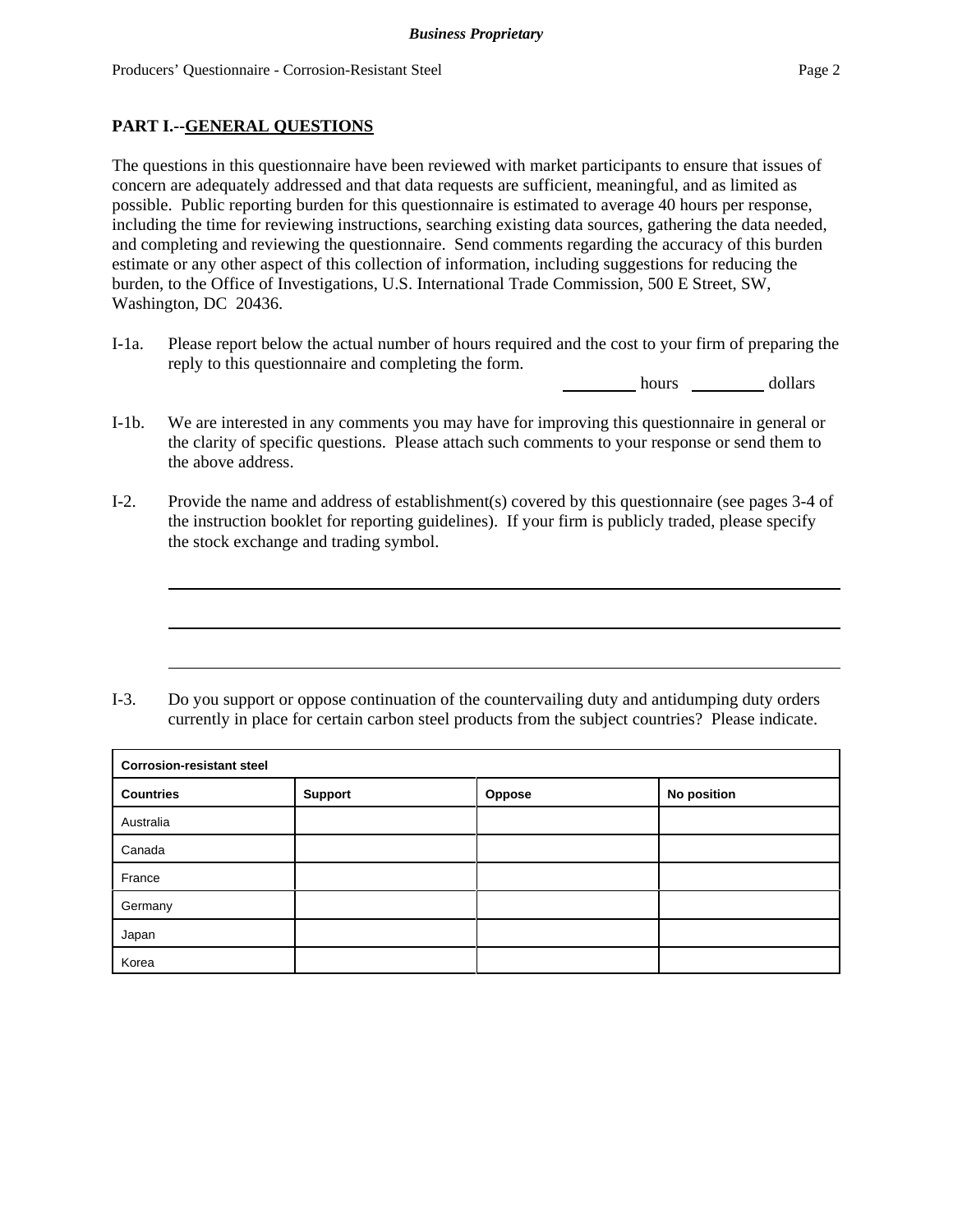## PART I.--GENERAL QUESTIONS

The questions in this questionnaire have been reviewed with market participants to ensure that issues of concern are adequately addressed and that data requests are sufficient, meaningful, and as limited as possible. Public reporting burden for this questionnaire is estimated to average 40 hours per response, including the time for reviewing instructions, searching existing data sources, gathering the data needed, and completing and reviewing the questionnaire. Send comments regarding the accuracy of this burden estimate or any other aspect of this collection of information, including suggestions for reducing the burden, to the Office of Investigations, U.S. International Trade Commission, 500 E Street, SW, Washington, DC 20436.

I-1a. Please report below the actual number of hours required and the cost to your firm of preparing the reply to this questionnaire and completing the form.

________ hours ________ dollars

I-1b. We are interested in any comments you may have for improving this questionnaire in general or the clarity of specific questions. Please attach such comments to your response or send them to the above address.

I-2. Provide the name and address of establishment(s) covered by this questionnaire (see pages 3-4 of the instruction booklet for reporting guidelines). If your firm is publicly traded, please specify the stock exchange and trading symbol.

______________________________________________________________

______________________________________________________________

______________________________________________________________

I-3. Do you support or oppose continuation of the countervailing duty and antidumping duty orders currently in place for certain carbon steel products from the subject countries? Please indicate.

| Corrosion-resistant steel | | | |
|---|---|---|---|
| **Countries** | **Support** | **Oppose** | **No position** |
| Australia | | | |
| Canada | | | |
| France | | | |
| Germany | | | |
| Japan | | | |
| Korea | | | |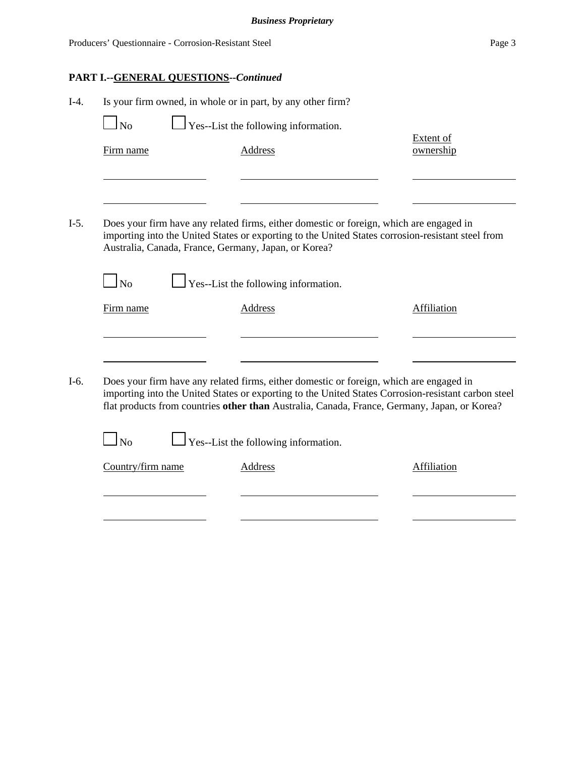**PART I.--GENERAL QUESTIONS--*Continued***

I-4. Is your firm owned, in whole or in part, by any other firm?

☐ No ☐ Yes--List the following information.

| Firm name | Address | Extent of ownership |
|---|---|---|
| | | |
| | | |

I-5. Does your firm have any related firms, either domestic or foreign, which are engaged in importing into the United States or exporting to the United States corrosion-resistant steel from Australia, Canada, France, Germany, Japan, or Korea?

☐ No ☐ Yes--List the following information.

| Firm name | Address | Affiliation |
|---|---|---|
| | | |
| | | |

I-6. Does your firm have any related firms, either domestic or foreign, which are engaged in importing into the United States or exporting to the United States Corrosion-resistant carbon steel flat products from countries **other than** Australia, Canada, France, Germany, Japan, or Korea?

☐ No ☐ Yes--List the following information.

| Country/firm name | Address | Affiliation |
|---|---|---|
| | | |
| | | |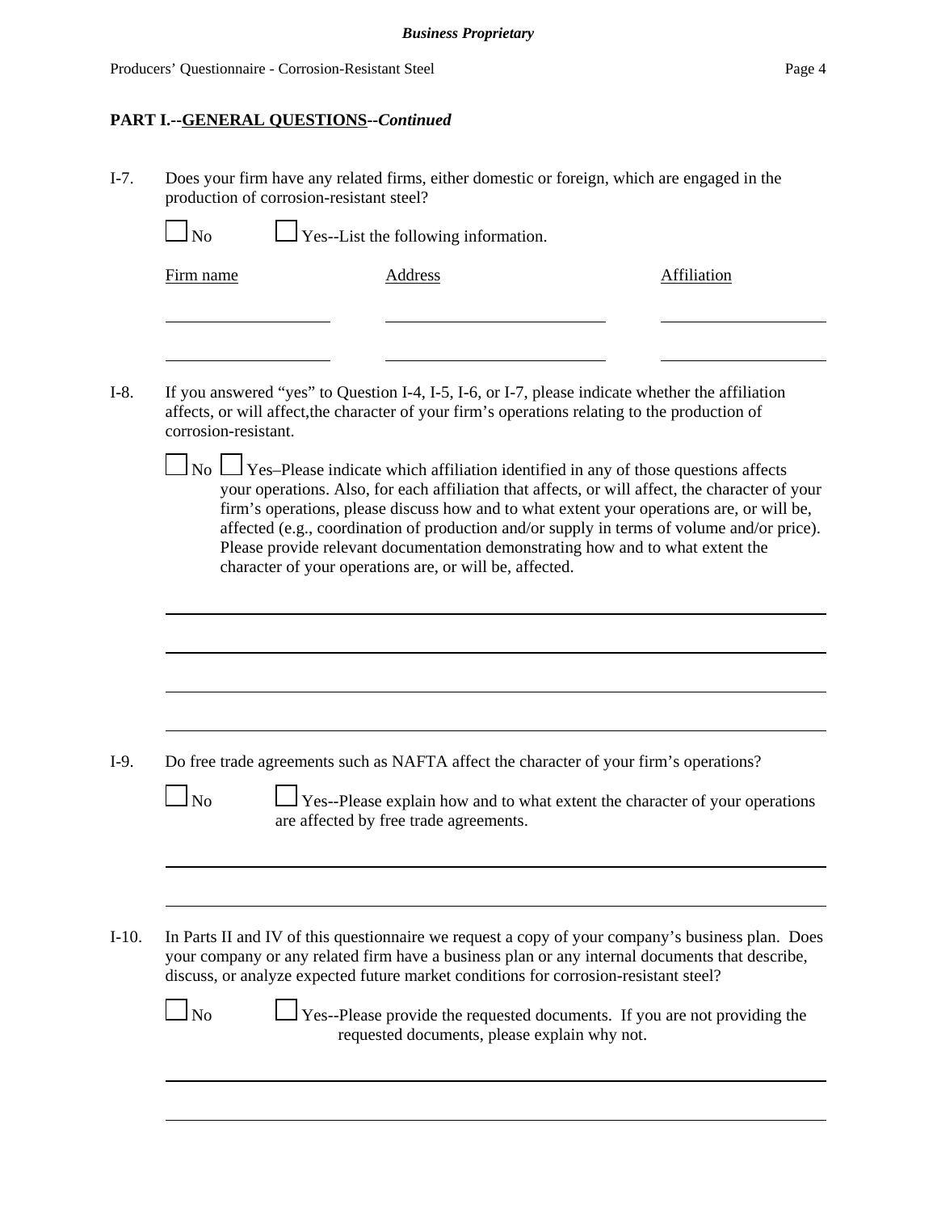**PART I.--GENERAL QUESTIONS--*Continued***

I-7. Does your firm have any related firms, either domestic or foreign, which are engaged in the production of corrosion-resistant steel?

☐ No ☐ Yes--List the following information.

| Firm name | Address | Affiliation |
| --- | --- | --- |
| | | |
| | | |

I-8. If you answered "yes" to Question I-4, I-5, I-6, or I-7, please indicate whether the affiliation affects, or will affect,the character of your firm's operations relating to the production of corrosion-resistant.

☐ No ☐ Yes–Please indicate which affiliation identified in any of those questions affects your operations. Also, for each affiliation that affects, or will affect, the character of your firm's operations, please discuss how and to what extent your operations are, or will be, affected (e.g., coordination of production and/or supply in terms of volume and/or price). Please provide relevant documentation demonstrating how and to what extent the character of your operations are, or will be, affected.

I-9. Do free trade agreements such as NAFTA affect the character of your firm's operations?

☐ No ☐ Yes--Please explain how and to what extent the character of your operations are affected by free trade agreements.

I-10. In Parts II and IV of this questionnaire we request a copy of your company's business plan. Does your company or any related firm have a business plan or any internal documents that describe, discuss, or analyze expected future market conditions for corrosion-resistant steel?

☐ No ☐ Yes--Please provide the requested documents. If you are not providing the requested documents, please explain why not.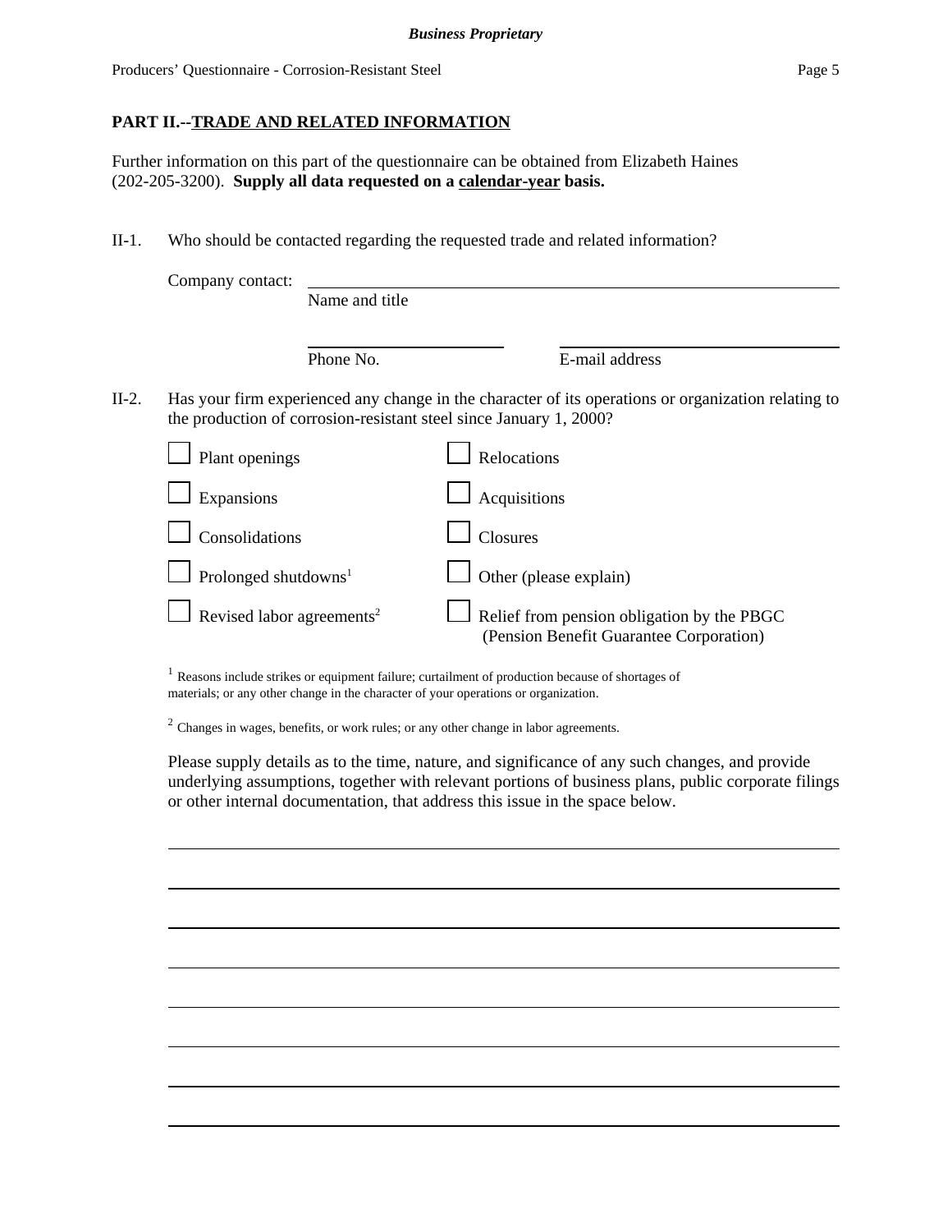## PART II.--TRADE AND RELATED INFORMATION

Further information on this part of the questionnaire can be obtained from Elizabeth Haines (202-205-3200). **Supply all data requested on a calendar-year basis.**

II-1. Who should be contacted regarding the requested trade and related information?

Company contact: ______________________________________________
Name and title

______________________ ______________________________
Phone No. E-mail address

II-2. Has your firm experienced any change in the character of its operations or organization relating to the production of corrosion-resistant steel since January 1, 2000?

- ☐ Plant openings
- ☐ Relocations
- ☐ Expansions
- ☐ Acquisitions
- ☐ Consolidations
- ☐ Closures
- ☐ Prolonged shutdowns[1]
- ☐ Other (please explain)
- ☐ Revised labor agreements[2]
- ☐ Relief from pension obligation by the PBGC (Pension Benefit Guarantee Corporation)

[1] Reasons include strikes or equipment failure; curtailment of production because of shortages of materials; or any other change in the character of your operations or organization.

[2] Changes in wages, benefits, or work rules; or any other change in labor agreements.

Please supply details as to the time, nature, and significance of any such changes, and provide underlying assumptions, together with relevant portions of business plans, public corporate filings or other internal documentation, that address this issue in the space below.

______________________________________________________________________

______________________________________________________________________

______________________________________________________________________

______________________________________________________________________

______________________________________________________________________

______________________________________________________________________

______________________________________________________________________

______________________________________________________________________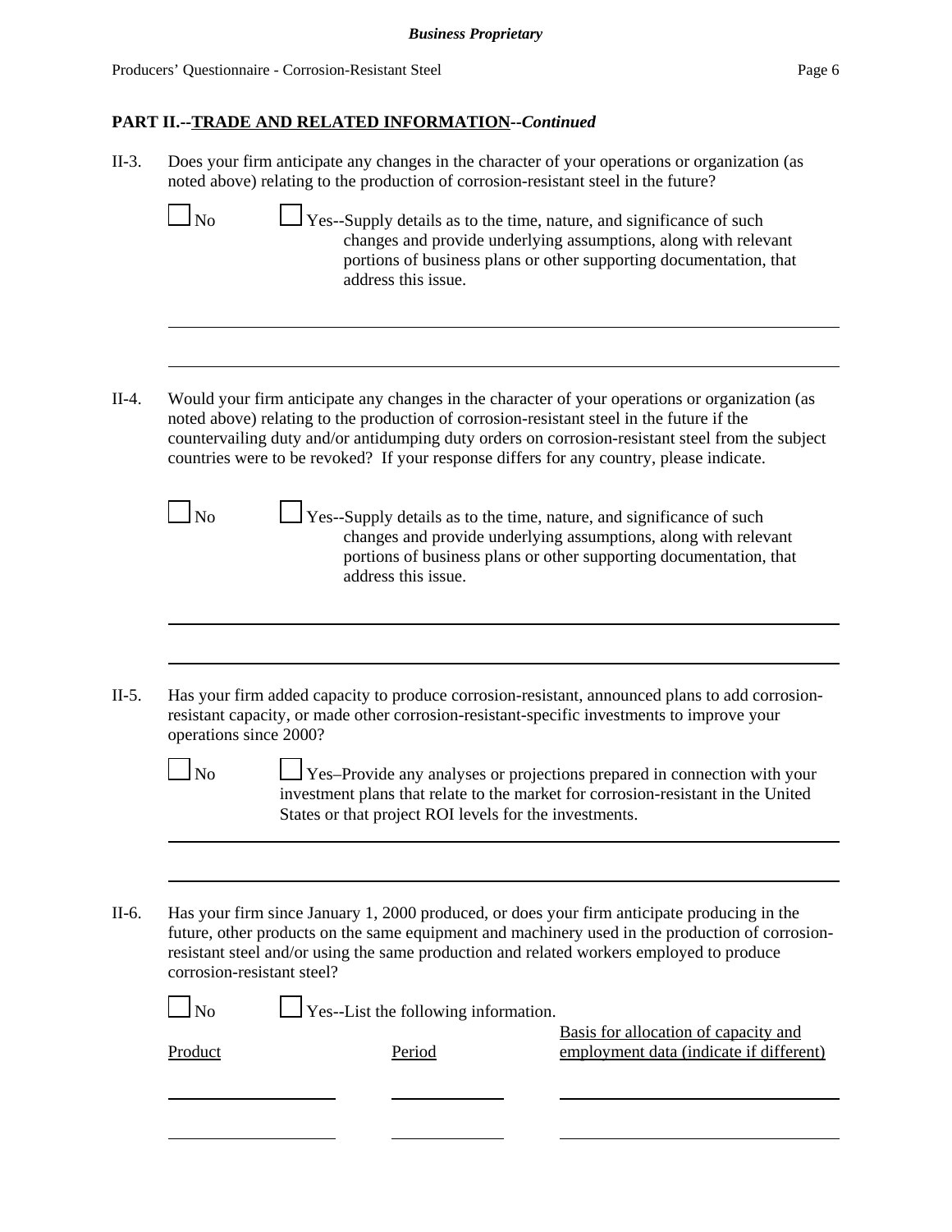## PART II.--TRADE AND RELATED INFORMATION--*Continued*

II-3. Does your firm anticipate any changes in the character of your operations or organization (as noted above) relating to the production of corrosion-resistant steel in the future?

☐ No ☐ Yes--Supply details as to the time, nature, and significance of such changes and provide underlying assumptions, along with relevant portions of business plans or other supporting documentation, that address this issue.

______________________________________________________________________________

______________________________________________________________________________

II-4. Would your firm anticipate any changes in the character of your operations or organization (as noted above) relating to the production of corrosion-resistant steel in the future if the countervailing duty and/or antidumping duty orders on corrosion-resistant steel from the subject countries were to be revoked? If your response differs for any country, please indicate.

☐ No ☐ Yes--Supply details as to the time, nature, and significance of such changes and provide underlying assumptions, along with relevant portions of business plans or other supporting documentation, that address this issue.

______________________________________________________________________________

______________________________________________________________________________

II-5. Has your firm added capacity to produce corrosion-resistant, announced plans to add corrosion-resistant capacity, or made other corrosion-resistant-specific investments to improve your operations since 2000?

☐ No ☐ Yes–Provide any analyses or projections prepared in connection with your investment plans that relate to the market for corrosion-resistant in the United States or that project ROI levels for the investments.

______________________________________________________________________________

______________________________________________________________________________

II-6. Has your firm since January 1, 2000 produced, or does your firm anticipate producing in the future, other products on the same equipment and machinery used in the production of corrosion-resistant steel and/or using the same production and related workers employed to produce corrosion-resistant steel?

☐ No ☐ Yes--List the following information.

| Product | Period | Basis for allocation of capacity and employment data (indicate if different) |
|---|---|---|
| | | |
| | | |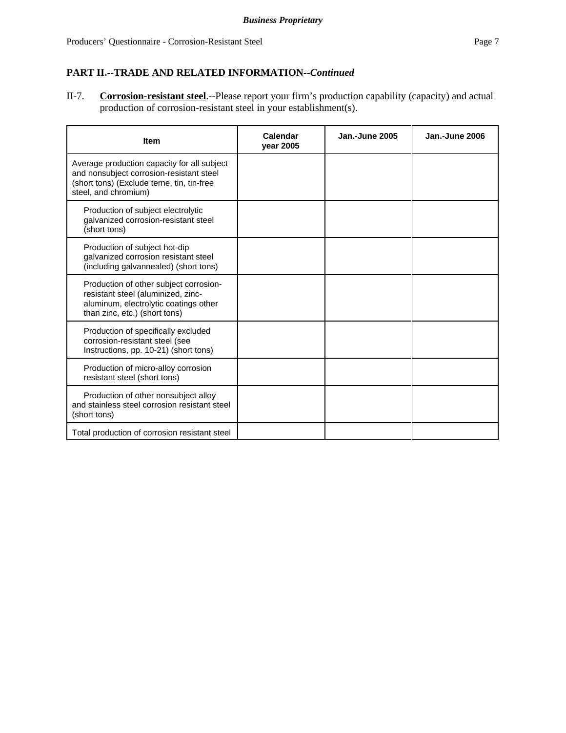**PART II.--TRADE AND RELATED INFORMATION--*Continued***

II-7. **Corrosion-resistant steel**.--Please report your firm's production capability (capacity) and actual production of corrosion-resistant steel in your establishment(s).

| Item | Calendar year 2005 | Jan.-June 2005 | Jan.-June 2006 |
|---|---|---|---|
| Average production capacity for all subject and nonsubject corrosion-resistant steel (short tons) (Exclude terne, tin, tin-free steel, and chromium) | | | |
| Production of subject electrolytic galvanized corrosion-resistant steel (short tons) | | | |
| Production of subject hot-dip galvanized corrosion resistant steel (including galvannealed) (short tons) | | | |
| Production of other subject corrosion-resistant steel (aluminized, zinc-aluminum, electrolytic coatings other than zinc, etc.) (short tons) | | | |
| Production of specifically excluded corrosion-resistant steel (see Instructions, pp. 10-21) (short tons) | | | |
| Production of micro-alloy corrosion resistant steel (short tons) | | | |
| Production of other nonsubject alloy and stainless steel corrosion resistant steel (short tons) | | | |
| Total production of corrosion resistant steel | | | |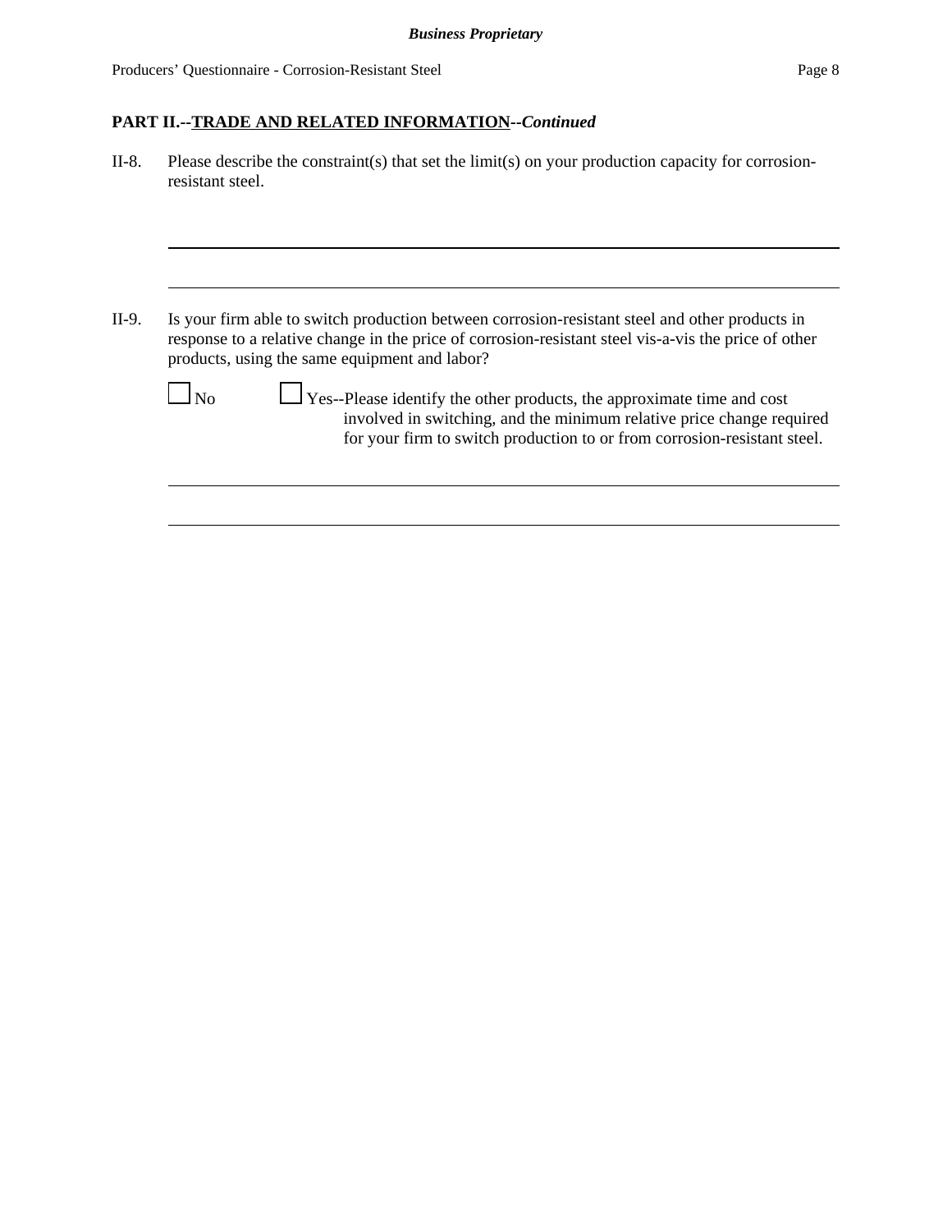**PART II.--TRADE AND RELATED INFORMATION--*Continued***

II-8. Please describe the constraint(s) that set the limit(s) on your production capacity for corrosion-resistant steel.

______________________________________________________________________

______________________________________________________________________

II-9. Is your firm able to switch production between corrosion-resistant steel and other products in response to a relative change in the price of corrosion-resistant steel vis-a-vis the price of other products, using the same equipment and labor?

☐ No ☐ Yes--Please identify the other products, the approximate time and cost involved in switching, and the minimum relative price change required for your firm to switch production to or from corrosion-resistant steel.

______________________________________________________________________

______________________________________________________________________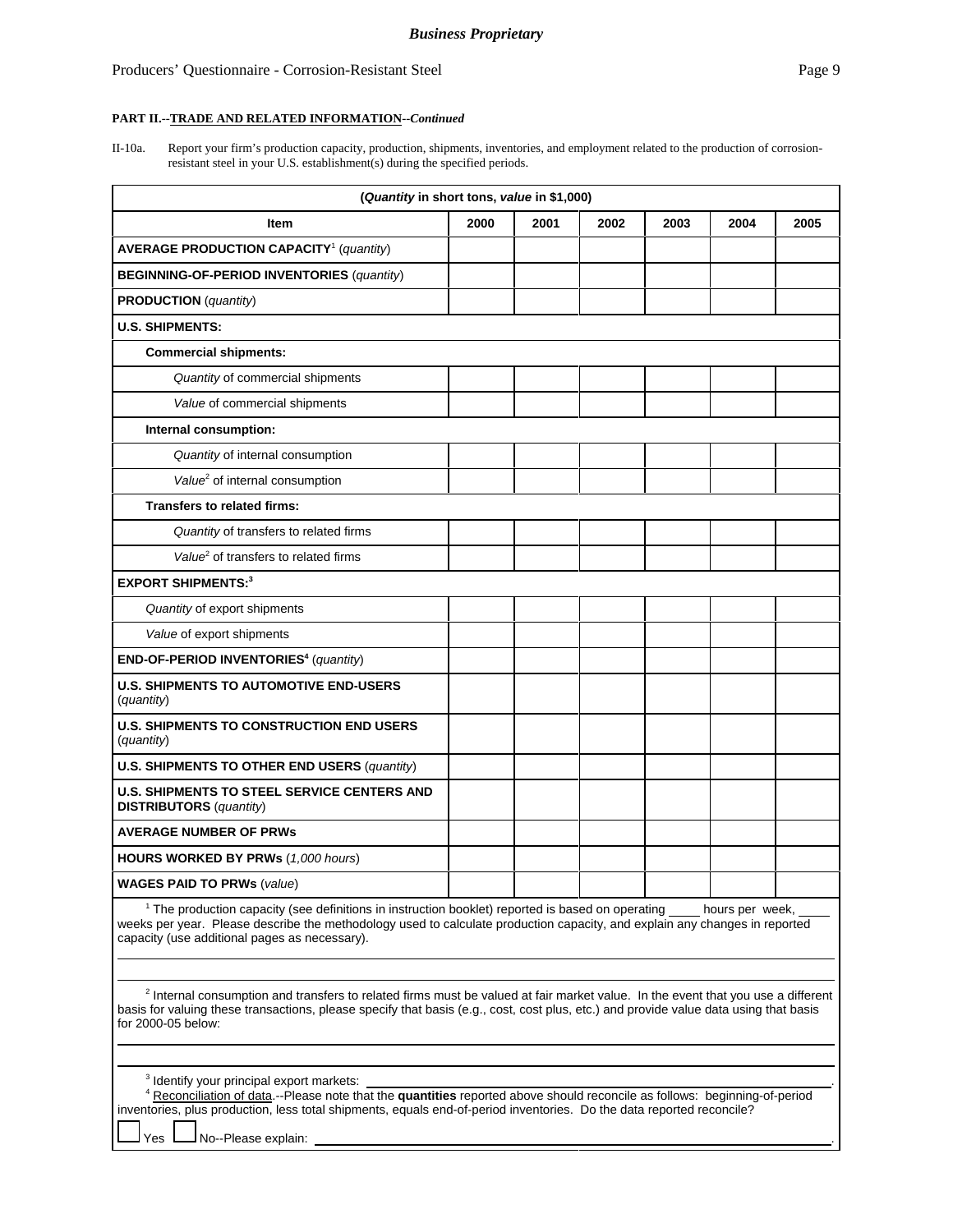**PART II.--TRADE AND RELATED INFORMATION--*Continued***

II-10a. Report your firm's production capacity, production, shipments, inventories, and employment related to the production of corrosion-resistant steel in your U.S. establishment(s) during the specified periods.

| (*Quantity* in short tons, *value* in $1,000) | | | | | | |
|---|---|---|---|---|---|---|
| **Item** | **2000** | **2001** | **2002** | **2003** | **2004** | **2005** |
| **AVERAGE PRODUCTION CAPACITY**[1] (*quantity*) | | | | | | |
| **BEGINNING-OF-PERIOD INVENTORIES** (*quantity*) | | | | | | |
| **PRODUCTION** (*quantity*) | | | | | | |
| **U.S. SHIPMENTS:** | | | | | | |
| **Commercial shipments:** | | | | | | |
| *Quantity* of commercial shipments | | | | | | |
| *Value* of commercial shipments | | | | | | |
| **Internal consumption:** | | | | | | |
| *Quantity* of internal consumption | | | | | | |
| *Value*[2] of internal consumption | | | | | | |
| **Transfers to related firms:** | | | | | | |
| *Quantity* of transfers to related firms | | | | | | |
| *Value*[2] of transfers to related firms | | | | | | |
| **EXPORT SHIPMENTS:**[3] | | | | | | |
| *Quantity* of export shipments | | | | | | |
| *Value* of export shipments | | | | | | |
| **END-OF-PERIOD INVENTORIES**[4] (*quantity*) | | | | | | |
| **U.S. SHIPMENTS TO AUTOMOTIVE END-USERS** (*quantity*) | | | | | | |
| **U.S. SHIPMENTS TO CONSTRUCTION END USERS** (*quantity*) | | | | | | |
| **U.S. SHIPMENTS TO OTHER END USERS** (*quantity*) | | | | | | |
| **U.S. SHIPMENTS TO STEEL SERVICE CENTERS AND DISTRIBUTORS** (*quantity*) | | | | | | |
| **AVERAGE NUMBER OF PRWs** | | | | | | |
| **HOURS WORKED BY PRWs** (*1,000 hours*) | | | | | | |
| **WAGES PAID TO PRWs** (*value*) | | | | | | |

[1] The production capacity (see definitions in instruction booklet) reported is based on operating ____ hours per week, ____ weeks per year. Please describe the methodology used to calculate production capacity, and explain any changes in reported capacity (use additional pages as necessary).

[2] Internal consumption and transfers to related firms must be valued at fair market value. In the event that you use a different basis for valuing these transactions, please specify that basis (e.g., cost, cost plus, etc.) and provide value data using that basis for 2000-05 below:

[3] Identify your principal export markets: ____________________.

[4] Reconciliation of data.--Please note that the **quantities** reported above should reconcile as follows: beginning-of-period inventories, plus production, less total shipments, equals end-of-period inventories. Do the data reported reconcile?

☐ Yes ☐ No--Please explain: ____________________.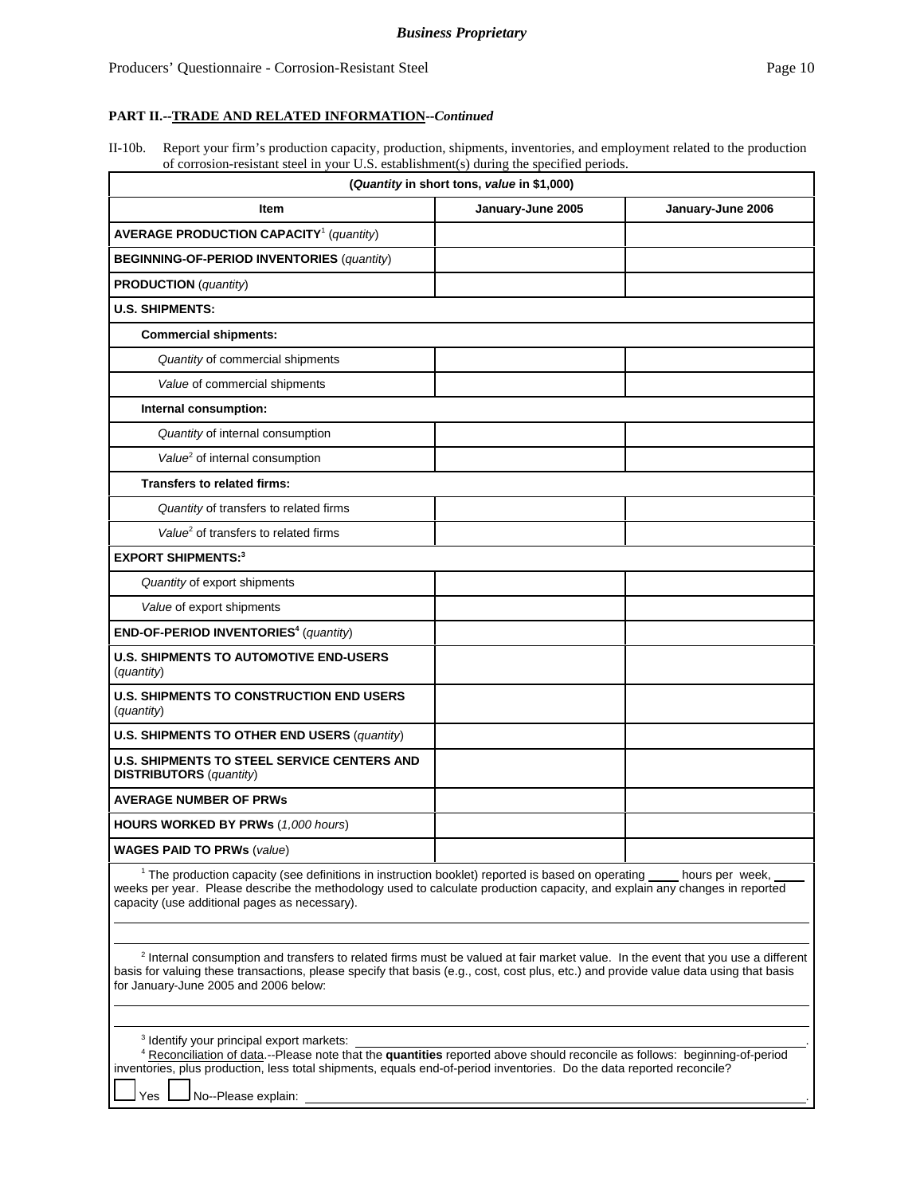**PART II.--TRADE AND RELATED INFORMATION--*Continued***

II-10b. Report your firm's production capacity, production, shipments, inventories, and employment related to the production of corrosion-resistant steel in your U.S. establishment(s) during the specified periods.

| (*Quantity* in short tons, *value* in $1,000) | | |
|---|---|---|
| **Item** | **January-June 2005** | **January-June 2006** |
| **AVERAGE PRODUCTION CAPACITY**[1] (*quantity*) | | |
| **BEGINNING-OF-PERIOD INVENTORIES** (*quantity*) | | |
| **PRODUCTION** (*quantity*) | | |
| **U.S. SHIPMENTS:** | | |
| **Commercial shipments:** | | |
| *Quantity* of commercial shipments | | |
| *Value* of commercial shipments | | |
| **Internal consumption:** | | |
| *Quantity* of internal consumption | | |
| *Value*[2] of internal consumption | | |
| **Transfers to related firms:** | | |
| *Quantity* of transfers to related firms | | |
| *Value*[2] of transfers to related firms | | |
| **EXPORT SHIPMENTS:**[3] | | |
| *Quantity* of export shipments | | |
| *Value* of export shipments | | |
| **END-OF-PERIOD INVENTORIES**[4] (*quantity*) | | |
| **U.S. SHIPMENTS TO AUTOMOTIVE END-USERS** (*quantity*) | | |
| **U.S. SHIPMENTS TO CONSTRUCTION END USERS** (*quantity*) | | |
| **U.S. SHIPMENTS TO OTHER END USERS** (*quantity*) | | |
| **U.S. SHIPMENTS TO STEEL SERVICE CENTERS AND DISTRIBUTORS** (*quantity*) | | |
| **AVERAGE NUMBER OF PRWs** | | |
| **HOURS WORKED BY PRWs** (*1,000 hours*) | | |
| **WAGES PAID TO PRWs** (*value*) | | |

[1] The production capacity (see definitions in instruction booklet) reported is based on operating _____ hours per week, _____ weeks per year. Please describe the methodology used to calculate production capacity, and explain any changes in reported capacity (use additional pages as necessary).

______________________________________________________________________

______________________________________________________________________

[2] Internal consumption and transfers to related firms must be valued at fair market value. In the event that you use a different basis for valuing these transactions, please specify that basis (e.g., cost, cost plus, etc.) and provide value data using that basis for January-June 2005 and 2006 below:

______________________________________________________________________

______________________________________________________________________

[3] Identify your principal export markets: ______________________________________________.

[4] Reconciliation of data.--Please note that the **quantities** reported above should reconcile as follows: beginning-of-period inventories, plus production, less total shipments, equals end-of-period inventories. Do the data reported reconcile?

☐ Yes ☐ No--Please explain: ______________________________________________.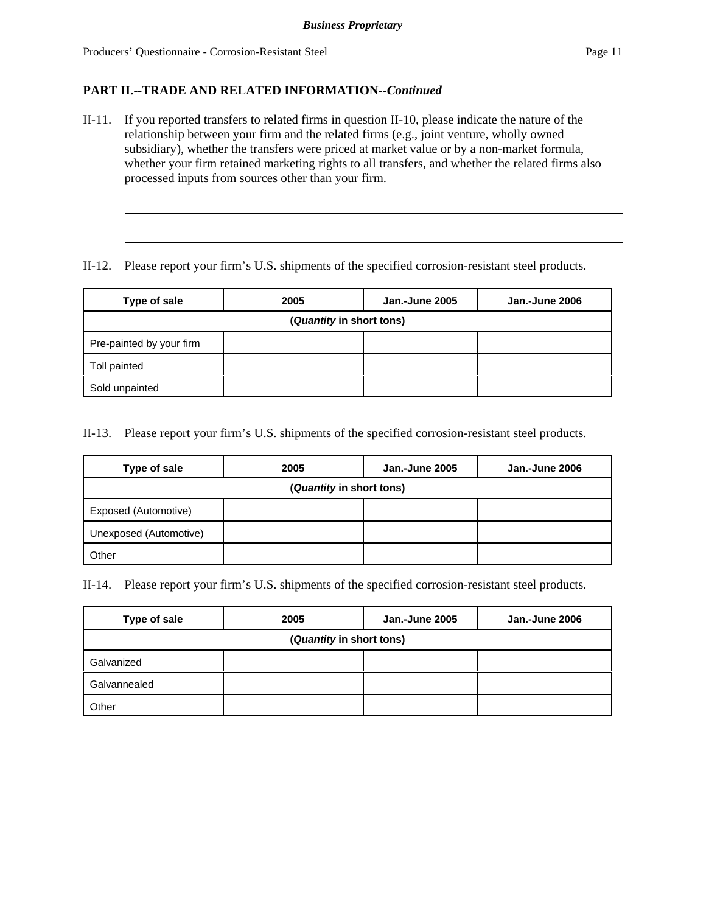## PART II.--TRADE AND RELATED INFORMATION--*Continued*

II-11. If you reported transfers to related firms in question II-10, please indicate the nature of the relationship between your firm and the related firms (e.g., joint venture, wholly owned subsidiary), whether the transfers were priced at market value or by a non-market formula, whether your firm retained marketing rights to all transfers, and whether the related firms also processed inputs from sources other than your firm.

\_\_\_\_\_\_\_\_\_\_\_\_\_\_\_\_\_\_\_\_\_\_\_\_\_\_\_\_\_\_\_\_\_\_\_\_\_\_\_\_\_\_\_\_\_\_\_\_\_\_\_\_\_\_\_\_\_\_\_\_

\_\_\_\_\_\_\_\_\_\_\_\_\_\_\_\_\_\_\_\_\_\_\_\_\_\_\_\_\_\_\_\_\_\_\_\_\_\_\_\_\_\_\_\_\_\_\_\_\_\_\_\_\_\_\_\_\_\_\_\_

II-12. Please report your firm's U.S. shipments of the specified corrosion-resistant steel products.

| Type of sale | 2005 | Jan.-June 2005 | Jan.-June 2006 |
|---|---|---|---|
| (*Quantity* in short tons) | | | |
| Pre-painted by your firm | | | |
| Toll painted | | | |
| Sold unpainted | | | |

II-13. Please report your firm's U.S. shipments of the specified corrosion-resistant steel products.

| Type of sale | 2005 | Jan.-June 2005 | Jan.-June 2006 |
|---|---|---|---|
| (*Quantity* in short tons) | | | |
| Exposed (Automotive) | | | |
| Unexposed (Automotive) | | | |
| Other | | | |

II-14. Please report your firm's U.S. shipments of the specified corrosion-resistant steel products.

| Type of sale | 2005 | Jan.-June 2005 | Jan.-June 2006 |
|---|---|---|---|
| (*Quantity* in short tons) | | | |
| Galvanized | | | |
| Galvannealed | | | |
| Other | | | |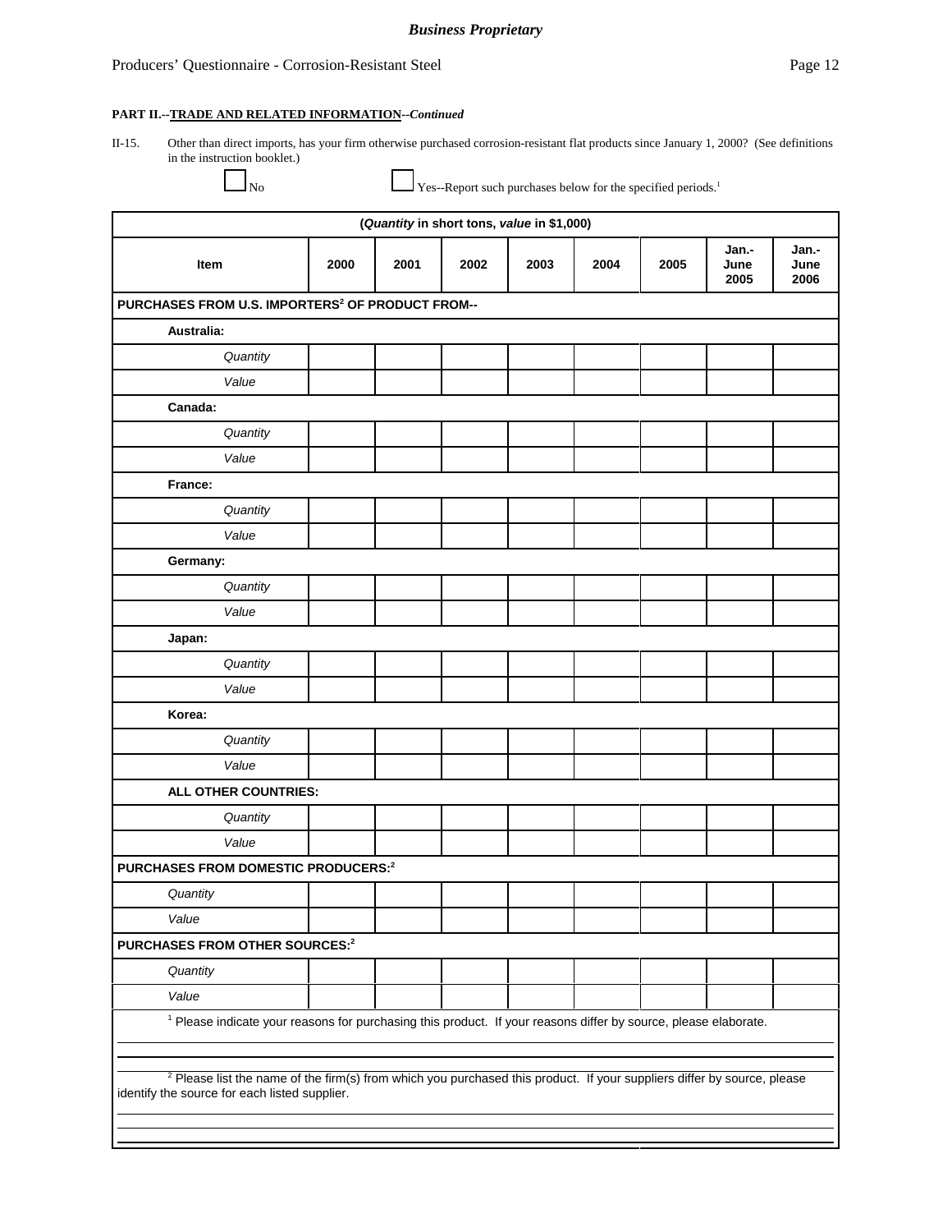**Business Proprietary**

Producers' Questionnaire - Corrosion-Resistant Steel

**PART II.--TRADE AND RELATED INFORMATION--*Continued***

II-15. Other than direct imports, has your firm otherwise purchased corrosion-resistant flat products since January 1, 2000? (See definitions in the instruction booklet.)

☐ No ☐ Yes--Report such purchases below for the specified periods.[1]

| (*Quantity* in short tons, *value* in $1,000) | | | | | | | | |
|---|---|---|---|---|---|---|---|---|
| **Item** | **2000** | **2001** | **2002** | **2003** | **2004** | **2005** | **Jan.-June 2005** | **Jan.-June 2006** |
| **PURCHASES FROM U.S. IMPORTERS[2] OF PRODUCT FROM--** | | | | | | | | |
| **Australia:** | | | | | | | | |
| *Quantity* | | | | | | | | |
| *Value* | | | | | | | | |
| **Canada:** | | | | | | | | |
| *Quantity* | | | | | | | | |
| *Value* | | | | | | | | |
| **France:** | | | | | | | | |
| *Quantity* | | | | | | | | |
| *Value* | | | | | | | | |
| **Germany:** | | | | | | | | |
| *Quantity* | | | | | | | | |
| *Value* | | | | | | | | |
| **Japan:** | | | | | | | | |
| *Quantity* | | | | | | | | |
| *Value* | | | | | | | | |
| **Korea:** | | | | | | | | |
| *Quantity* | | | | | | | | |
| *Value* | | | | | | | | |
| **ALL OTHER COUNTRIES:** | | | | | | | | |
| *Quantity* | | | | | | | | |
| *Value* | | | | | | | | |
| **PURCHASES FROM DOMESTIC PRODUCERS:[2]** | | | | | | | | |
| *Quantity* | | | | | | | | |
| *Value* | | | | | | | | |
| **PURCHASES FROM OTHER SOURCES:[2]** | | | | | | | | |
| *Quantity* | | | | | | | | |
| *Value* | | | | | | | | |

[1] Please indicate your reasons for purchasing this product. If your reasons differ by source, please elaborate.

[2] Please list the name of the firm(s) from which you purchased this product. If your suppliers differ by source, please identify the source for each listed supplier.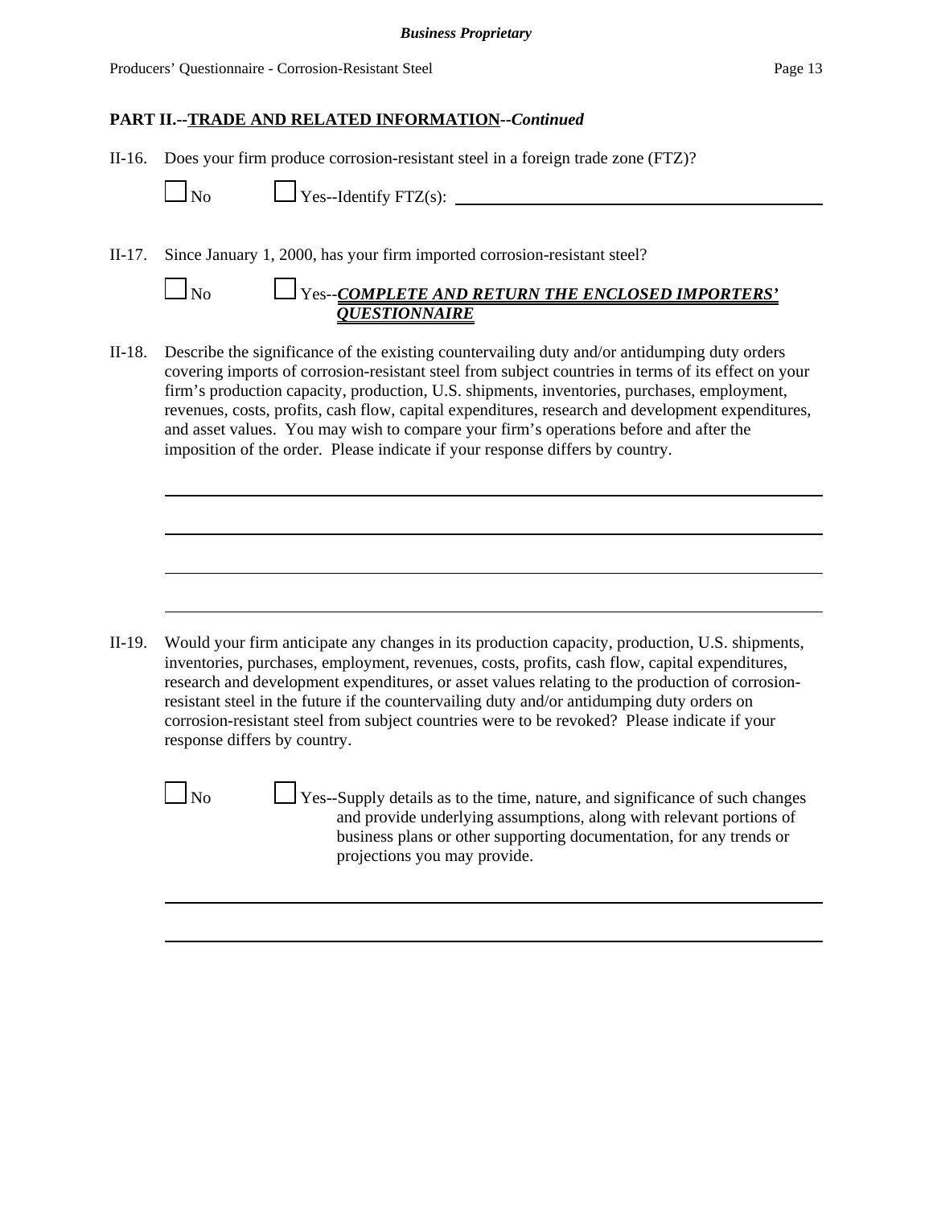**PART II.--TRADE AND RELATED INFORMATION--*Continued***

II-16. Does your firm produce corrosion-resistant steel in a foreign trade zone (FTZ)?

☐ No ☐ Yes--Identify FTZ(s): ______________________________

II-17. Since January 1, 2000, has your firm imported corrosion-resistant steel?

☐ No ☐ Yes--***COMPLETE AND RETURN THE ENCLOSED IMPORTERS' QUESTIONNAIRE***

II-18. Describe the significance of the existing countervailing duty and/or antidumping duty orders covering imports of corrosion-resistant steel from subject countries in terms of its effect on your firm's production capacity, production, U.S. shipments, inventories, purchases, employment, revenues, costs, profits, cash flow, capital expenditures, research and development expenditures, and asset values. You may wish to compare your firm's operations before and after the imposition of the order. Please indicate if your response differs by country.

______________________________

______________________________

______________________________

______________________________

II-19. Would your firm anticipate any changes in its production capacity, production, U.S. shipments, inventories, purchases, employment, revenues, costs, profits, cash flow, capital expenditures, research and development expenditures, or asset values relating to the production of corrosion-resistant steel in the future if the countervailing duty and/or antidumping duty orders on corrosion-resistant steel from subject countries were to be revoked? Please indicate if your response differs by country.

☐ No ☐ Yes--Supply details as to the time, nature, and significance of such changes and provide underlying assumptions, along with relevant portions of business plans or other supporting documentation, for any trends or projections you may provide.

______________________________

______________________________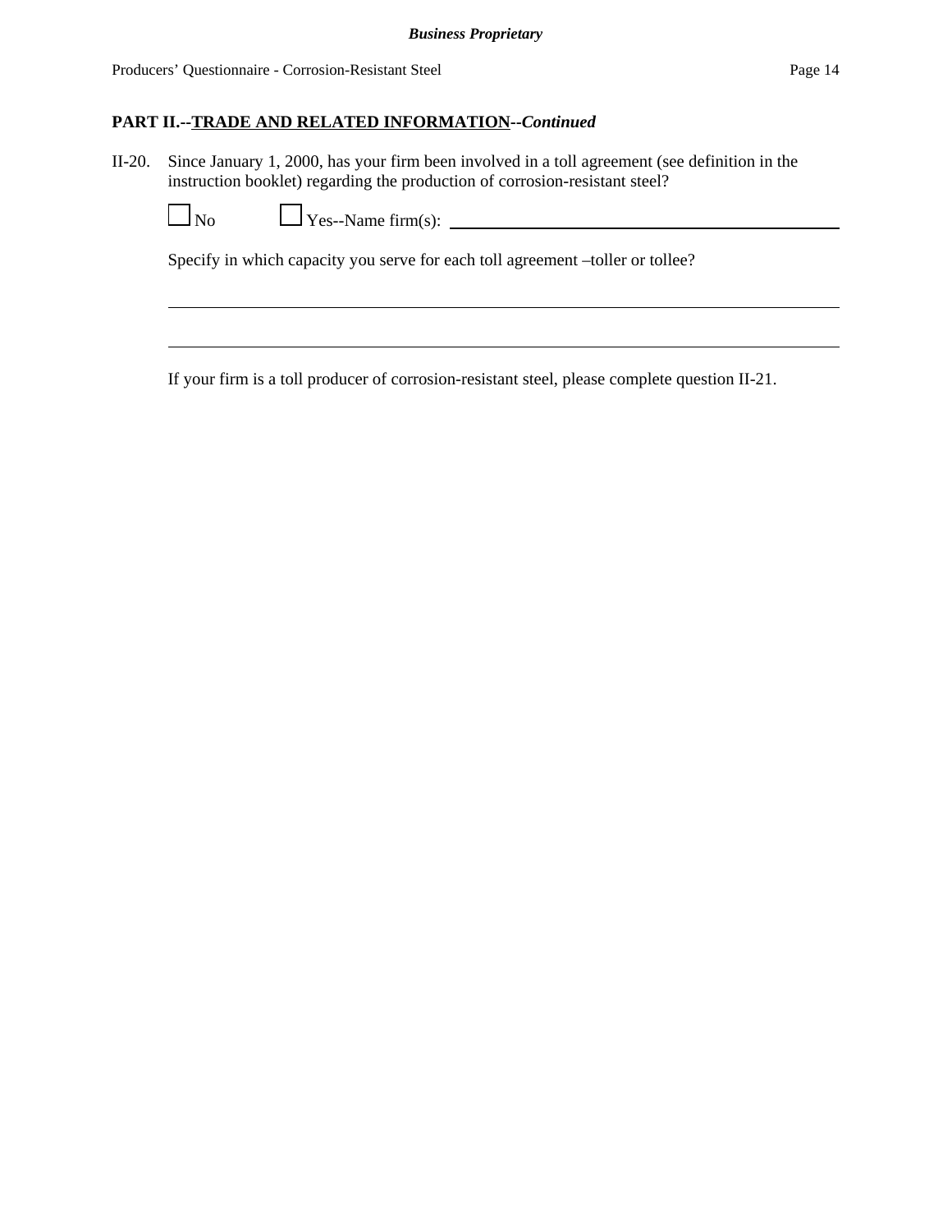**PART II.--TRADE AND RELATED INFORMATION--*Continued***

II-20. Since January 1, 2000, has your firm been involved in a toll agreement (see definition in the instruction booklet) regarding the production of corrosion-resistant steel?

☐ No ☐ Yes--Name firm(s): ______________________________

Specify in which capacity you serve for each toll agreement –toller or tollee?

______________________________

______________________________

If your firm is a toll producer of corrosion-resistant steel, please complete question II-21.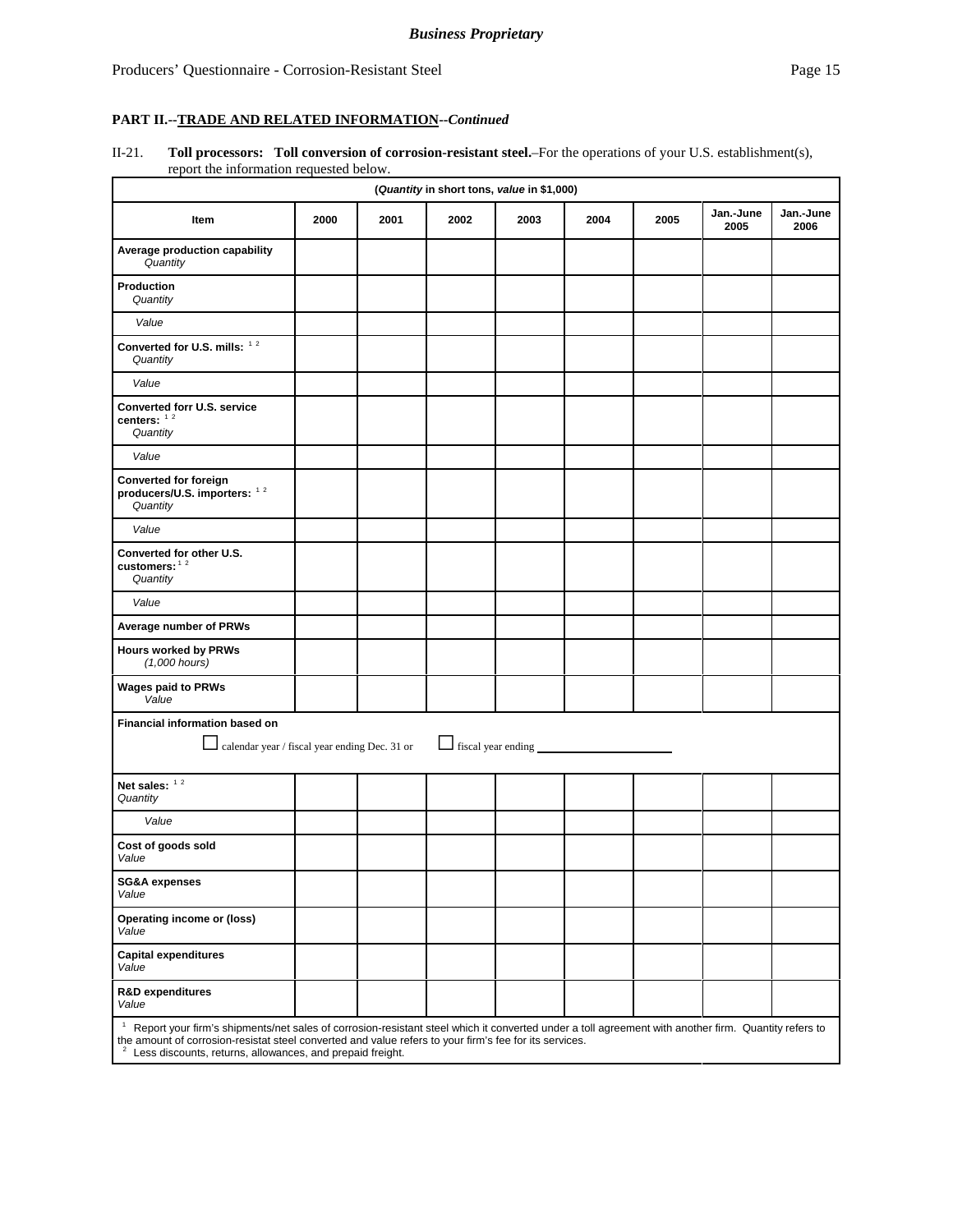**PART II.--TRADE AND RELATED INFORMATION--*Continued***

II-21. **Toll processors: Toll conversion of corrosion-resistant steel.**–For the operations of your U.S. establishment(s), report the information requested below.

| (*Quantity* in short tons, *value* in $1,000) | | | | | | | | |
|---|---|---|---|---|---|---|---|---|
| **Item** | **2000** | **2001** | **2002** | **2003** | **2004** | **2005** | **Jan.-June 2005** | **Jan.-June 2006** |
| **Average production capability** *Quantity* | | | | | | | | |
| **Production** *Quantity* | | | | | | | | |
| *Value* | | | | | | | | |
| **Converted for U.S. mills:** [1 2] *Quantity* | | | | | | | | |
| *Value* | | | | | | | | |
| **Converted forr U.S. service centers:** [1 2] *Quantity* | | | | | | | | |
| *Value* | | | | | | | | |
| **Converted for foreign producers/U.S. importers:** [1 2] *Quantity* | | | | | | | | |
| *Value* | | | | | | | | |
| **Converted for other U.S. customers:** [1 2] *Quantity* | | | | | | | | |
| *Value* | | | | | | | | |
| **Average number of PRWs** | | | | | | | | |
| **Hours worked by PRWs** *(1,000 hours)* | | | | | | | | |
| **Wages paid to PRWs** *Value* | | | | | | | | |
| **Financial information based on** ☐ calendar year / fiscal year ending Dec. 31 or ☐ fiscal year ending ______ | | | | | | | | |
| **Net sales:** [1 2] *Quantity* | | | | | | | | |
| *Value* | | | | | | | | |
| **Cost of goods sold** *Value* | | | | | | | | |
| **SG&A expenses** *Value* | | | | | | | | |
| **Operating income or (loss)** *Value* | | | | | | | | |
| **Capital expenditures** *Value* | | | | | | | | |
| **R&D expenditures** *Value* | | | | | | | | |

[1] Report your firm's shipments/net sales of corrosion-resistant steel which it converted under a toll agreement with another firm. Quantity refers to the amount of corrosion-resistat steel converted and value refers to your firm's fee for its services.
[2] Less discounts, returns, allowances, and prepaid freight.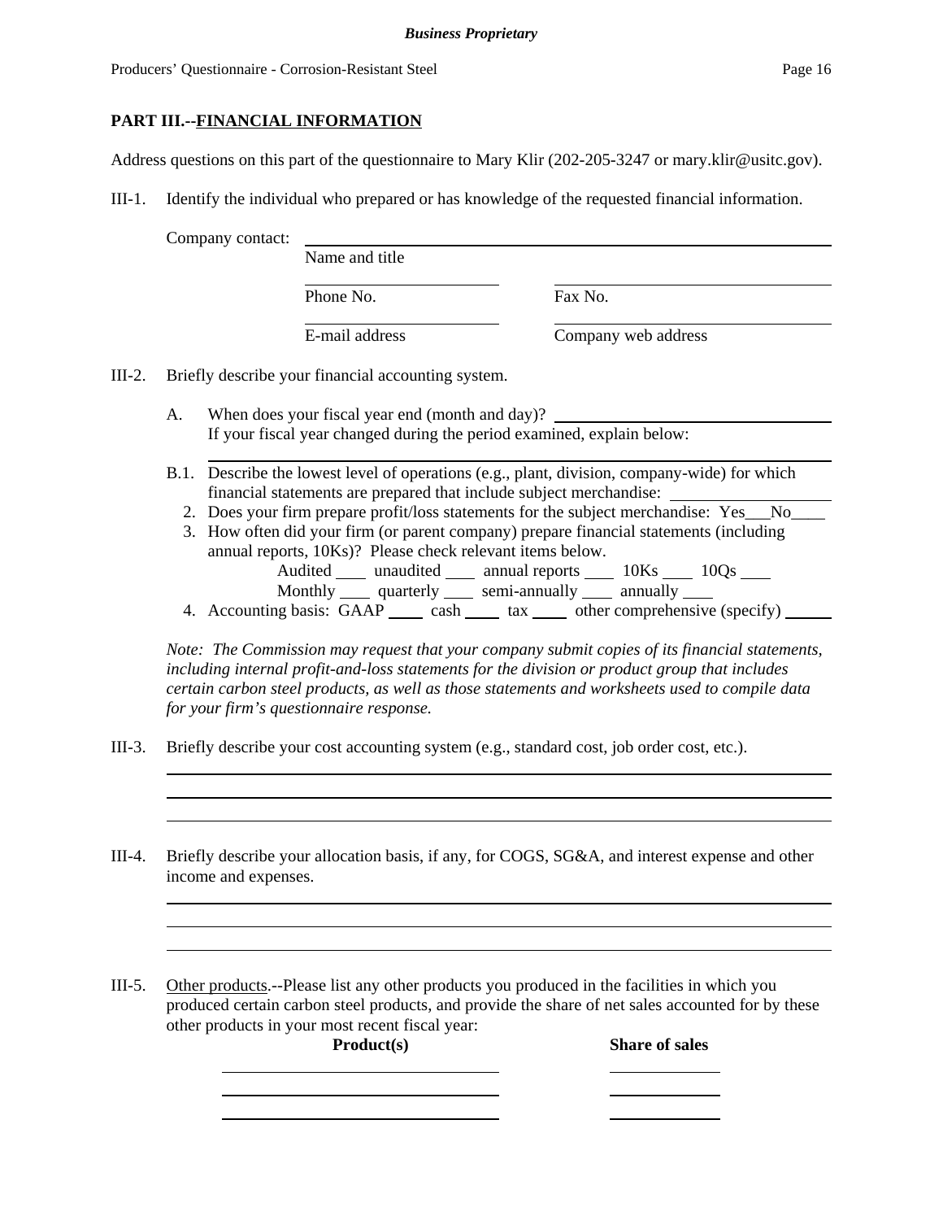## PART III.--FINANCIAL INFORMATION

Address questions on this part of the questionnaire to Mary Klir (202-205-3247 or mary.klir@usitc.gov).

III-1. Identify the individual who prepared or has knowledge of the requested financial information.

Company contact: ____________________________________________
Name and title

____________________ ____________________
Phone No. Fax No.

____________________ ____________________
E-mail address Company web address

III-2. Briefly describe your financial accounting system.

A. When does your fiscal year end (month and day)? ____________________
If your fiscal year changed during the period examined, explain below:

____________________________________________

B.1. Describe the lowest level of operations (e.g., plant, division, company-wide) for which financial statements are prepared that include subject merchandise: ____________________

2. Does your firm prepare profit/loss statements for the subject merchandise: Yes___No____

3. How often did your firm (or parent company) prepare financial statements (including annual reports, 10Ks)? Please check relevant items below.
Audited ___ unaudited ___ annual reports ___ 10Ks ___ 10Qs ___
Monthly ___ quarterly ___ semi-annually ___ annually ___

4. Accounting basis: GAAP ____ cash ____ tax ____ other comprehensive (specify) _____

*Note: The Commission may request that your company submit copies of its financial statements, including internal profit-and-loss statements for the division or product group that includes certain carbon steel products, as well as those statements and worksheets used to compile data for your firm's questionnaire response.*

III-3. Briefly describe your cost accounting system (e.g., standard cost, job order cost, etc.).

____________________________________________

____________________________________________

____________________________________________

III-4. Briefly describe your allocation basis, if any, for COGS, SG&A, and interest expense and other income and expenses.

____________________________________________

____________________________________________

____________________________________________

III-5. Other products.--Please list any other products you produced in the facilities in which you produced certain carbon steel products, and provide the share of net sales accounted for by these other products in your most recent fiscal year:

| **Product(s)** | **Share of sales** |
|---|---|
| | |
| | |
| | |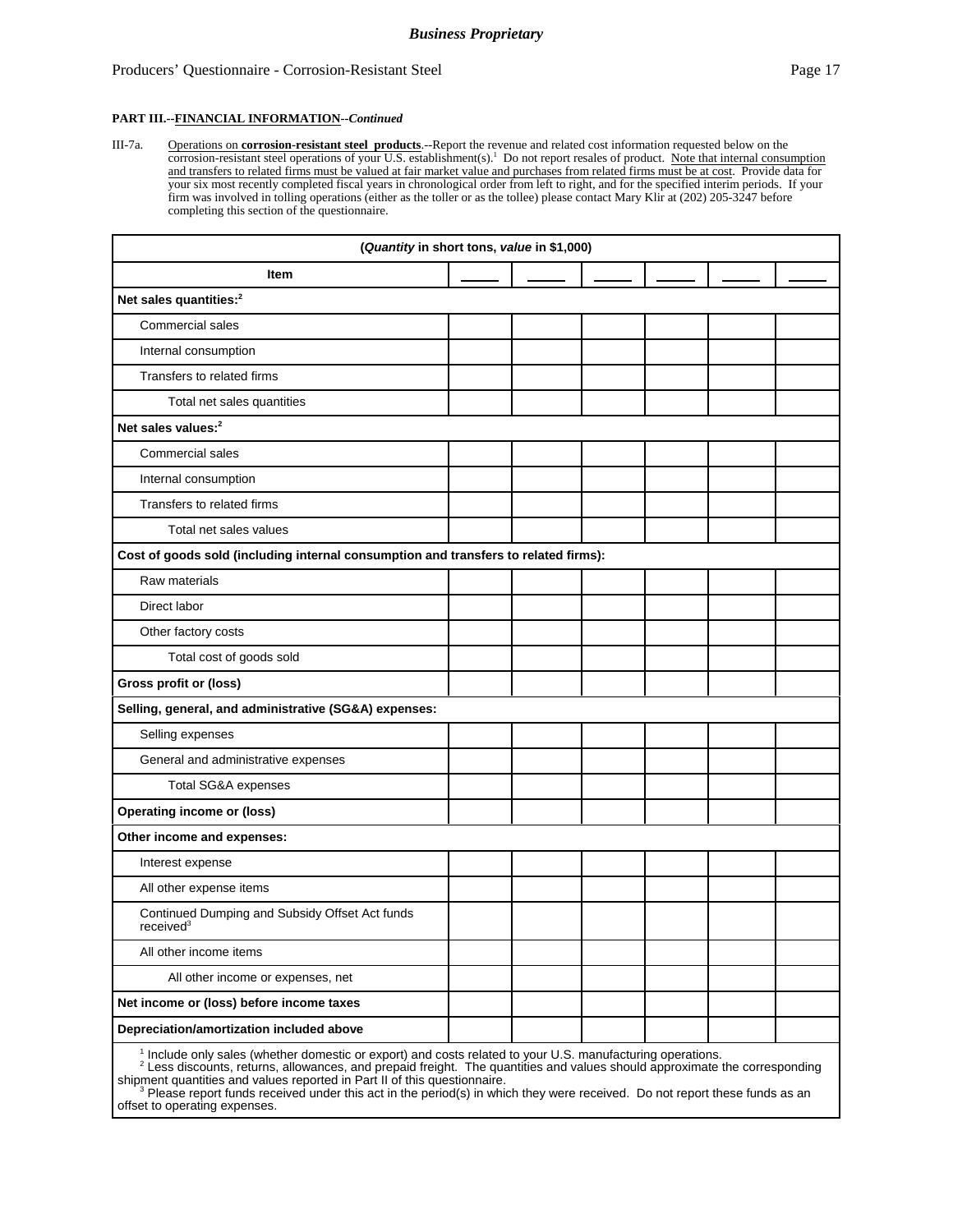**PART III.--FINANCIAL INFORMATION--*Continued***

III-7a. Operations on **corrosion-resistant steel products**.--Report the revenue and related cost information requested below on the corrosion-resistant steel operations of your U.S. establishment(s).[1] Do not report resales of product. Note that internal consumption and transfers to related firms must be valued at fair market value and purchases from related firms must be at cost. Provide data for your six most recently completed fiscal years in chronological order from left to right, and for the specified interim periods. If your firm was involved in tolling operations (either as the toller or as the tollee) please contact Mary Klir at (202) 205-3247 before completing this section of the questionnaire.

| (*Quantity* in short tons, *value* in $1,000) | | | | | | |
|---|---|---|---|---|---|---|
| **Item** | ____ | ____ | ____ | ____ | ____ | ____ |
| **Net sales quantities:**[2] | | | | | | |
| Commercial sales | | | | | | |
| Internal consumption | | | | | | |
| Transfers to related firms | | | | | | |
| Total net sales quantities | | | | | | |
| **Net sales values:**[2] | | | | | | |
| Commercial sales | | | | | | |
| Internal consumption | | | | | | |
| Transfers to related firms | | | | | | |
| Total net sales values | | | | | | |
| **Cost of goods sold (including internal consumption and transfers to related firms):** | | | | | | |
| Raw materials | | | | | | |
| Direct labor | | | | | | |
| Other factory costs | | | | | | |
| Total cost of goods sold | | | | | | |
| **Gross profit or (loss)** | | | | | | |
| **Selling, general, and administrative (SG&A) expenses:** | | | | | | |
| Selling expenses | | | | | | |
| General and administrative expenses | | | | | | |
| Total SG&A expenses | | | | | | |
| **Operating income or (loss)** | | | | | | |
| **Other income and expenses:** | | | | | | |
| Interest expense | | | | | | |
| All other expense items | | | | | | |
| Continued Dumping and Subsidy Offset Act funds received[3] | | | | | | |
| All other income items | | | | | | |
| All other income or expenses, net | | | | | | |
| **Net income or (loss) before income taxes** | | | | | | |
| **Depreciation/amortization included above** | | | | | | |

[1] Include only sales (whether domestic or export) and costs related to your U.S. manufacturing operations.
[2] Less discounts, returns, allowances, and prepaid freight. The quantities and values should approximate the corresponding shipment quantities and values reported in Part II of this questionnaire.
[3] Please report funds received under this act in the period(s) in which they were received. Do not report these funds as an offset to operating expenses.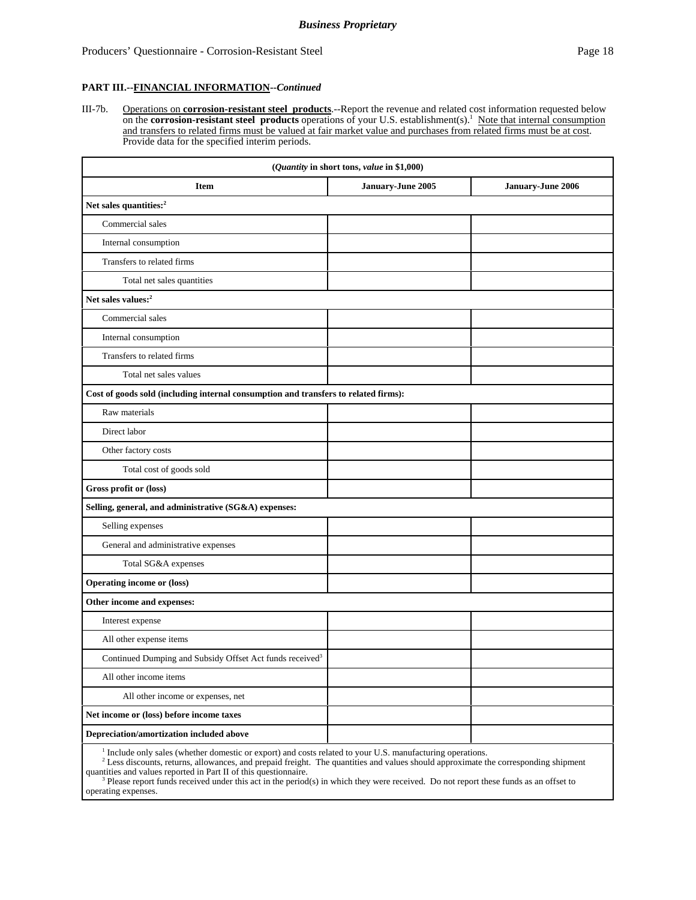**Business Proprietary**

**PART III.--FINANCIAL INFORMATION--*Continued***

III-7b. Operations on **corrosion-resistant steel products**.--Report the revenue and related cost information requested below on the **corrosion-resistant steel products** operations of your U.S. establishment(s).[1] Note that internal consumption and transfers to related firms must be valued at fair market value and purchases from related firms must be at cost. Provide data for the specified interim periods.

| (*Quantity* in short tons, *value* in $1,000) | | |
|---|---|---|
| **Item** | **January-June 2005** | **January-June 2006** |
| **Net sales quantities:**[2] | | |
| Commercial sales | | |
| Internal consumption | | |
| Transfers to related firms | | |
| Total net sales quantities | | |
| **Net sales values:**[2] | | |
| Commercial sales | | |
| Internal consumption | | |
| Transfers to related firms | | |
| Total net sales values | | |
| **Cost of goods sold (including internal consumption and transfers to related firms):** | | |
| Raw materials | | |
| Direct labor | | |
| Other factory costs | | |
| Total cost of goods sold | | |
| **Gross profit or (loss)** | | |
| **Selling, general, and administrative (SG&A) expenses:** | | |
| Selling expenses | | |
| General and administrative expenses | | |
| Total SG&A expenses | | |
| **Operating income or (loss)** | | |
| **Other income and expenses:** | | |
| Interest expense | | |
| All other expense items | | |
| Continued Dumping and Subsidy Offset Act funds received[3] | | |
| All other income items | | |
| All other income or expenses, net | | |
| **Net income or (loss) before income taxes** | | |
| **Depreciation/amortization included above** | | |

[1] Include only sales (whether domestic or export) and costs related to your U.S. manufacturing operations.
[2] Less discounts, returns, allowances, and prepaid freight. The quantities and values should approximate the corresponding shipment quantities and values reported in Part II of this questionnaire.
[3] Please report funds received under this act in the period(s) in which they were received. Do not report these funds as an offset to operating expenses.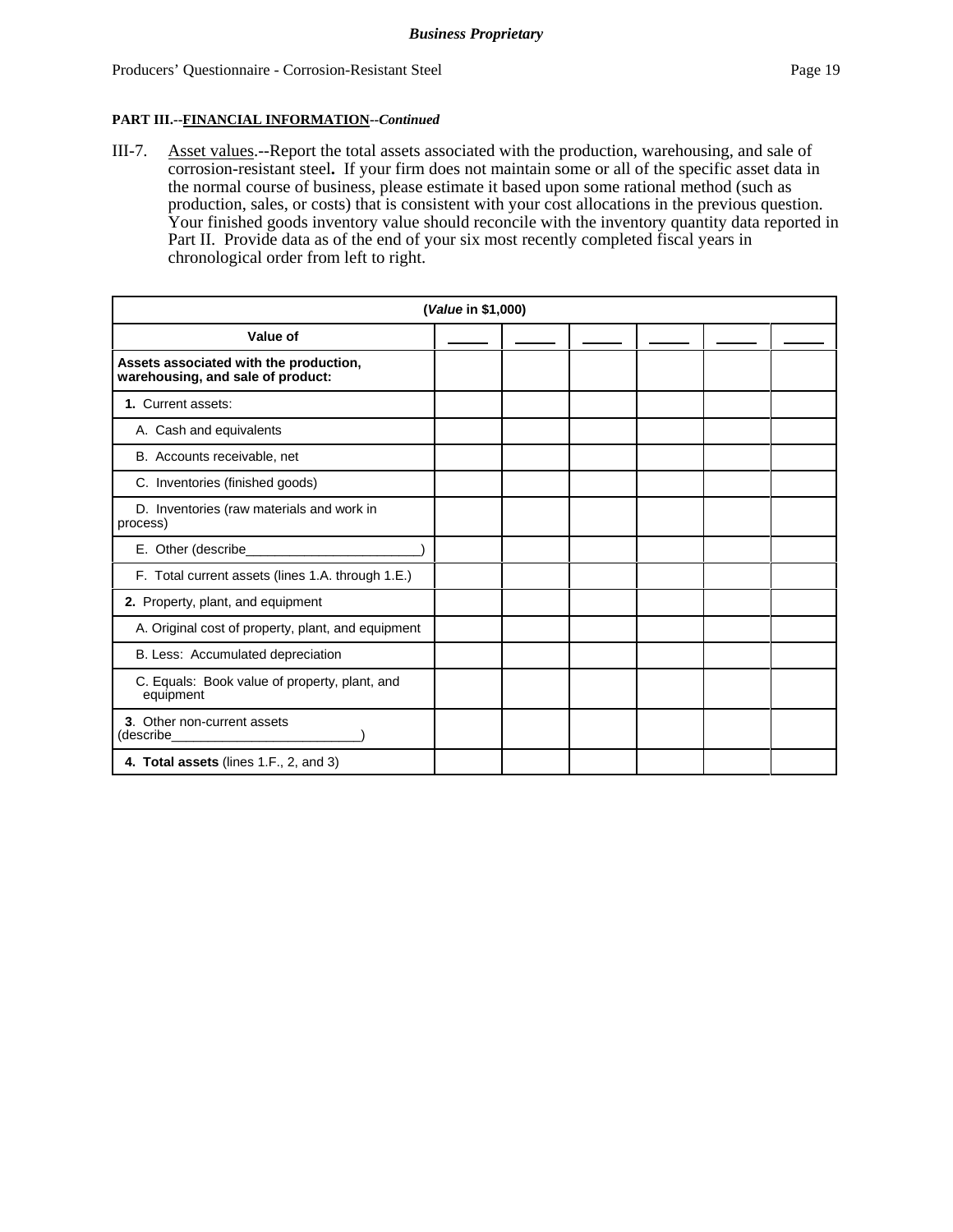**PART III.--FINANCIAL INFORMATION--*Continued***

III-7. Asset values.--Report the total assets associated with the production, warehousing, and sale of corrosion-resistant steel. If your firm does not maintain some or all of the specific asset data in the normal course of business, please estimate it based upon some rational method (such as production, sales, or costs) that is consistent with your cost allocations in the previous question. Your finished goods inventory value should reconcile with the inventory quantity data reported in Part II. Provide data as of the end of your six most recently completed fiscal years in chronological order from left to right.

| (*Value* in $1,000) | | | | | | |
|---|---|---|---|---|---|---|
| **Value of** | _____ | _____ | _____ | _____ | _____ | _____ |
| **Assets associated with the production, warehousing, and sale of product:** | | | | | | |
| **1.** Current assets: | | | | | | |
| A. Cash and equivalents | | | | | | |
| B. Accounts receivable, net | | | | | | |
| C. Inventories (finished goods) | | | | | | |
| D. Inventories (raw materials and work in process) | | | | | | |
| E. Other (describe________________________) | | | | | | |
| F. Total current assets (lines 1.A. through 1.E.) | | | | | | |
| **2.** Property, plant, and equipment | | | | | | |
| A. Original cost of property, plant, and equipment | | | | | | |
| B. Less: Accumulated depreciation | | | | | | |
| C. Equals: Book value of property, plant, and equipment | | | | | | |
| **3**. Other non-current assets (describe_________________________) | | | | | | |
| **4. Total assets** (lines 1.F., 2, and 3) | | | | | | |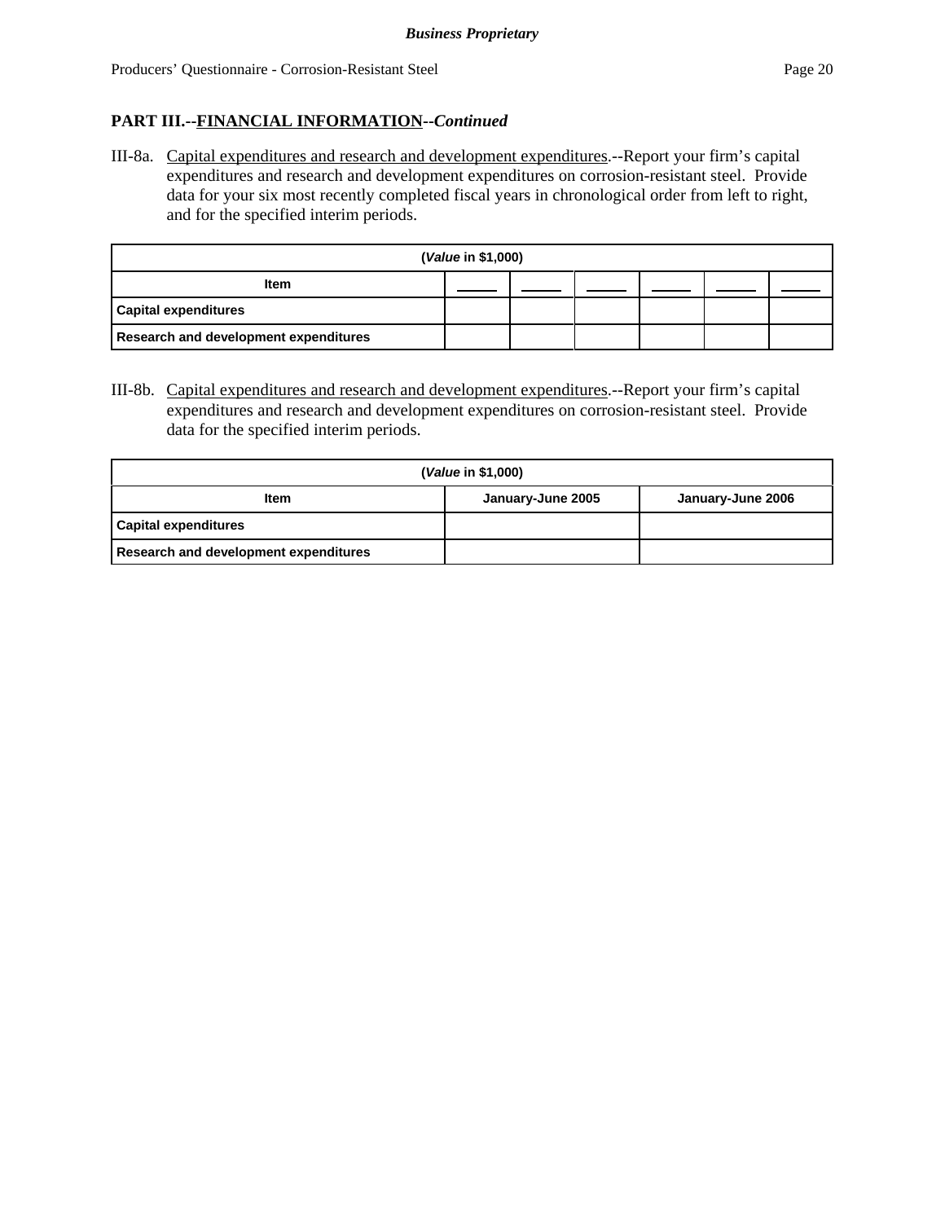**PART III.--FINANCIAL INFORMATION--*Continued***

III-8a. Capital expenditures and research and development expenditures.--Report your firm's capital expenditures and research and development expenditures on corrosion-resistant steel. Provide data for your six most recently completed fiscal years in chronological order from left to right, and for the specified interim periods.

| (*Value* in $1,000) | | | | | | |
|---|---|---|---|---|---|---|
| Item | _____ | _____ | _____ | _____ | _____ | _____ |
| Capital expenditures | | | | | | |
| Research and development expenditures | | | | | | |

III-8b. Capital expenditures and research and development expenditures.--Report your firm's capital expenditures and research and development expenditures on corrosion-resistant steel. Provide data for the specified interim periods.

| (*Value* in $1,000) | | |
|---|---|---|
| Item | January-June 2005 | January-June 2006 |
| Capital expenditures | | |
| Research and development expenditures | | |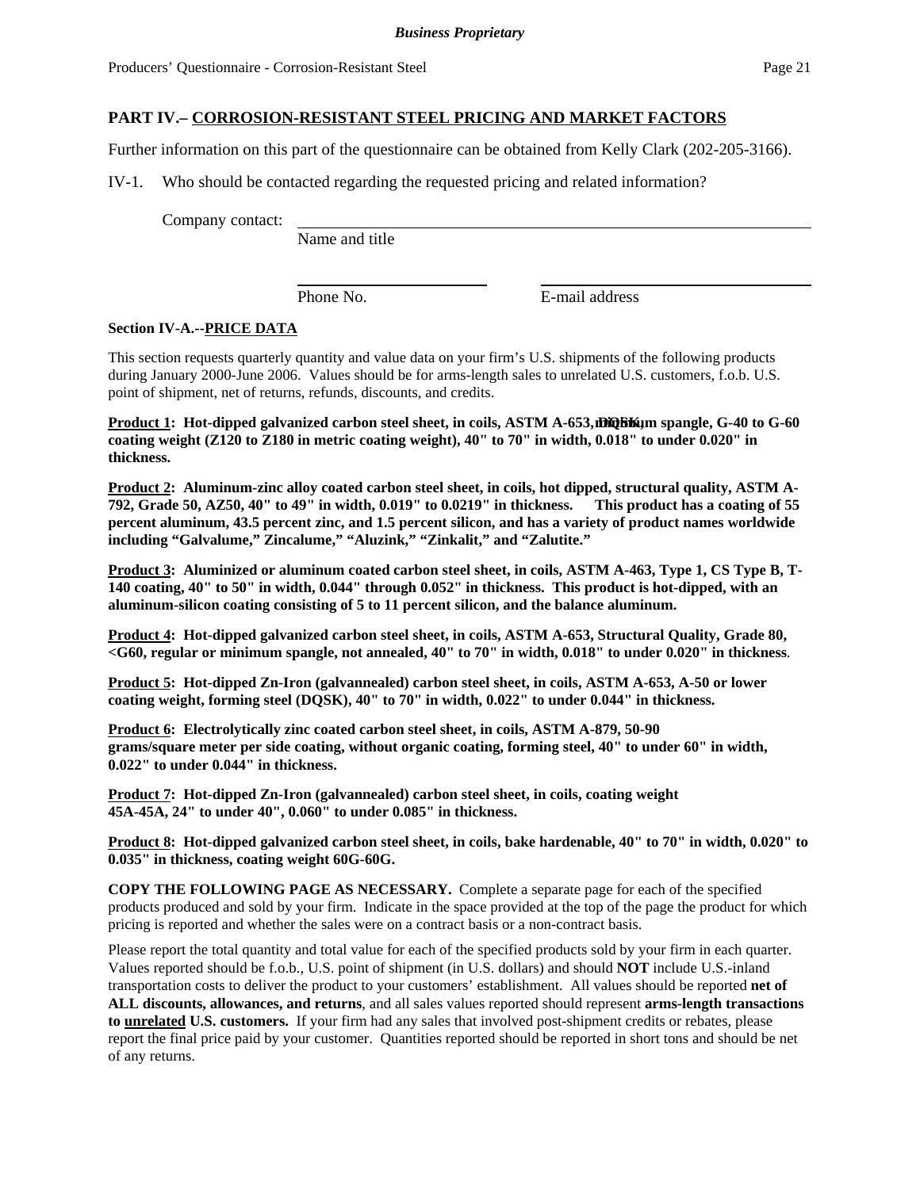## PART IV.– CORROSION-RESISTANT STEEL PRICING AND MARKET FACTORS

Further information on this part of the questionnaire can be obtained from Kelly Clark (202-205-3166).

IV-1. Who should be contacted regarding the requested pricing and related information?

Company contact: ____________________________________________
Name and title

____________________ ____________________
Phone No. E-mail address

### Section IV-A.--PRICE DATA

This section requests quarterly quantity and value data on your firm's U.S. shipments of the following products during January 2000-June 2006. Values should be for arms-length sales to unrelated U.S. customers, f.o.b. U.S. point of shipment, net of returns, refunds, discounts, and credits.

**Product 1: Hot-dipped galvanized carbon steel sheet, in coils, ASTM A-653, DQSK, minimum spangle, G-40 to G-60 coating weight (Z120 to Z180 in metric coating weight), 40" to 70" in width, 0.018" to under 0.020" in thickness.**

**Product 2: Aluminum-zinc alloy coated carbon steel sheet, in coils, hot dipped, structural quality, ASTM A-792, Grade 50, AZ50, 40" to 49" in width, 0.019" to 0.0219" in thickness. This product has a coating of 55 percent aluminum, 43.5 percent zinc, and 1.5 percent silicon, and has a variety of product names worldwide including "Galvalume," Zincalume," "Aluzink," "Zinkalit," and "Zalutite."**

**Product 3: Aluminized or aluminum coated carbon steel sheet, in coils, ASTM A-463, Type 1, CS Type B, T-140 coating, 40" to 50" in width, 0.044" through 0.052" in thickness. This product is hot-dipped, with an aluminum-silicon coating consisting of 5 to 11 percent silicon, and the balance aluminum.**

**Product 4: Hot-dipped galvanized carbon steel sheet, in coils, ASTM A-653, Structural Quality, Grade 80, <G60, regular or minimum spangle, not annealed, 40" to 70" in width, 0.018" to under 0.020" in thickness**.

**Product 5: Hot-dipped Zn-Iron (galvannealed) carbon steel sheet, in coils, ASTM A-653, A-50 or lower coating weight, forming steel (DQSK), 40" to 70" in width, 0.022" to under 0.044" in thickness.**

**Product 6: Electrolytically zinc coated carbon steel sheet, in coils, ASTM A-879, 50-90 grams/square meter per side coating, without organic coating, forming steel, 40" to under 60" in width, 0.022" to under 0.044" in thickness.**

**Product 7: Hot-dipped Zn-Iron (galvannealed) carbon steel sheet, in coils, coating weight 45A-45A, 24" to under 40", 0.060" to under 0.085" in thickness.**

**Product 8: Hot-dipped galvanized carbon steel sheet, in coils, bake hardenable, 40" to 70" in width, 0.020" to 0.035" in thickness, coating weight 60G-60G.**

**COPY THE FOLLOWING PAGE AS NECESSARY.** Complete a separate page for each of the specified products produced and sold by your firm. Indicate in the space provided at the top of the page the product for which pricing is reported and whether the sales were on a contract basis or a non-contract basis.

Please report the total quantity and total value for each of the specified products sold by your firm in each quarter. Values reported should be f.o.b., U.S. point of shipment (in U.S. dollars) and should **NOT** include U.S.-inland transportation costs to deliver the product to your customers' establishment. All values should be reported **net of ALL discounts, allowances, and returns**, and all sales values reported should represent **arms-length transactions to unrelated U.S. customers.** If your firm had any sales that involved post-shipment credits or rebates, please report the final price paid by your customer. Quantities reported should be reported in short tons and should be net of any returns.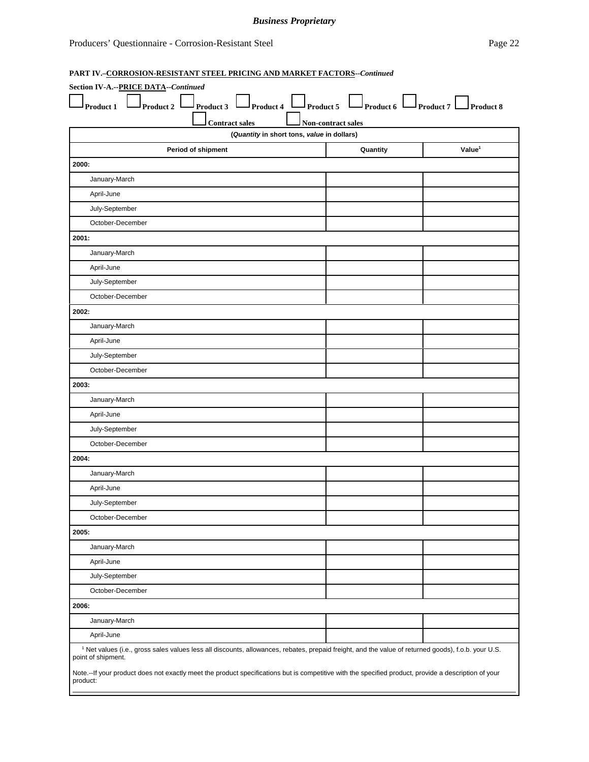**PART IV.–CORROSION-RESISTANT STEEL PRICING AND MARKET FACTORS**--*Continued*

**Section IV-A.--PRICE DATA**--*Continued*

☐ Product 1 ☐ Product 2 ☐ Product 3 ☐ Product 4 ☐ Product 5 ☐ Product 6 ☐ Product 7 ☐ Product 8

☐ Contract sales ☐ Non-contract sales

| (*Quantity* in short tons, *value* in dollars) | | |
|---|---|---|
| **Period of shipment** | **Quantity** | **Value**[1] |
| **2000:** | | |
| January-March | | |
| April-June | | |
| July-September | | |
| October-December | | |
| **2001:** | | |
| January-March | | |
| April-June | | |
| July-September | | |
| October-December | | |
| **2002:** | | |
| January-March | | |
| April-June | | |
| July-September | | |
| October-December | | |
| **2003:** | | |
| January-March | | |
| April-June | | |
| July-September | | |
| October-December | | |
| **2004:** | | |
| January-March | | |
| April-June | | |
| July-September | | |
| October-December | | |
| **2005:** | | |
| January-March | | |
| April-June | | |
| July-September | | |
| October-December | | |
| **2006:** | | |
| January-March | | |
| April-June | | |

[1] Net values (i.e., gross sales values less all discounts, allowances, rebates, prepaid freight, and the value of returned goods), f.o.b. your U.S. point of shipment.

Note.--If your product does not exactly meet the product specifications but is competitive with the specified product, provide a description of your product: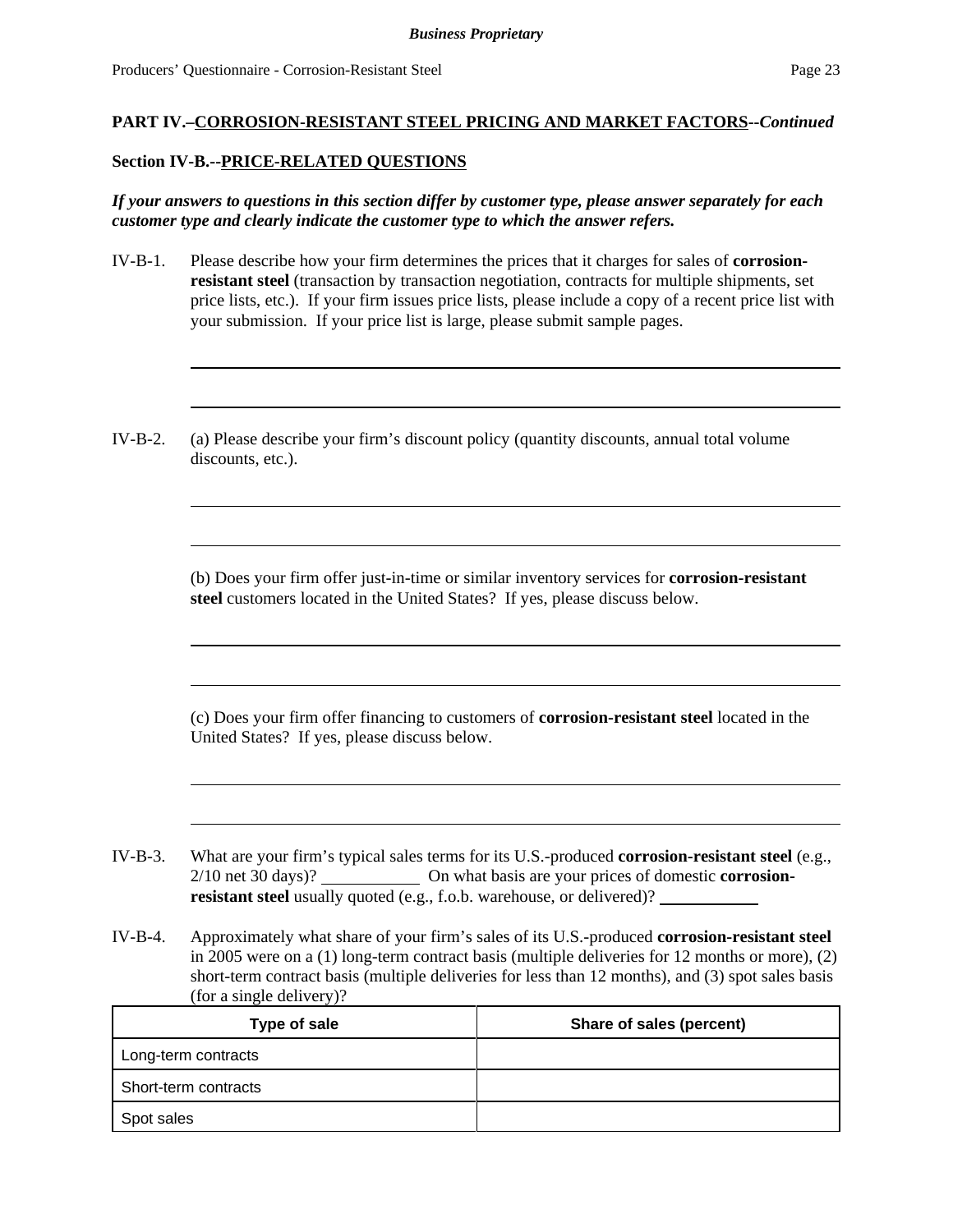**PART IV.–CORROSION-RESISTANT STEEL PRICING AND MARKET FACTORS--*Continued***

**Section IV-B.--PRICE-RELATED QUESTIONS**

***If your answers to questions in this section differ by customer type, please answer separately for each customer type and clearly indicate the customer type to which the answer refers.***

IV-B-1. Please describe how your firm determines the prices that it charges for sales of **corrosion-resistant steel** (transaction by transaction negotiation, contracts for multiple shipments, set price lists, etc.). If your firm issues price lists, please include a copy of a recent price list with your submission. If your price list is large, please submit sample pages.

\_\_\_\_\_\_\_\_\_\_\_\_\_\_\_\_\_\_\_\_\_\_\_\_\_\_\_\_\_\_\_\_\_\_\_\_\_\_\_\_\_\_\_\_\_\_\_\_\_\_\_\_\_\_\_\_\_\_\_\_

\_\_\_\_\_\_\_\_\_\_\_\_\_\_\_\_\_\_\_\_\_\_\_\_\_\_\_\_\_\_\_\_\_\_\_\_\_\_\_\_\_\_\_\_\_\_\_\_\_\_\_\_\_\_\_\_\_\_\_\_

IV-B-2. (a) Please describe your firm's discount policy (quantity discounts, annual total volume discounts, etc.).

\_\_\_\_\_\_\_\_\_\_\_\_\_\_\_\_\_\_\_\_\_\_\_\_\_\_\_\_\_\_\_\_\_\_\_\_\_\_\_\_\_\_\_\_\_\_\_\_\_\_\_\_\_\_\_\_\_\_\_\_

\_\_\_\_\_\_\_\_\_\_\_\_\_\_\_\_\_\_\_\_\_\_\_\_\_\_\_\_\_\_\_\_\_\_\_\_\_\_\_\_\_\_\_\_\_\_\_\_\_\_\_\_\_\_\_\_\_\_\_\_

(b) Does your firm offer just-in-time or similar inventory services for **corrosion-resistant steel** customers located in the United States? If yes, please discuss below.

\_\_\_\_\_\_\_\_\_\_\_\_\_\_\_\_\_\_\_\_\_\_\_\_\_\_\_\_\_\_\_\_\_\_\_\_\_\_\_\_\_\_\_\_\_\_\_\_\_\_\_\_\_\_\_\_\_\_\_\_

\_\_\_\_\_\_\_\_\_\_\_\_\_\_\_\_\_\_\_\_\_\_\_\_\_\_\_\_\_\_\_\_\_\_\_\_\_\_\_\_\_\_\_\_\_\_\_\_\_\_\_\_\_\_\_\_\_\_\_\_

(c) Does your firm offer financing to customers of **corrosion-resistant steel** located in the United States? If yes, please discuss below.

\_\_\_\_\_\_\_\_\_\_\_\_\_\_\_\_\_\_\_\_\_\_\_\_\_\_\_\_\_\_\_\_\_\_\_\_\_\_\_\_\_\_\_\_\_\_\_\_\_\_\_\_\_\_\_\_\_\_\_\_

\_\_\_\_\_\_\_\_\_\_\_\_\_\_\_\_\_\_\_\_\_\_\_\_\_\_\_\_\_\_\_\_\_\_\_\_\_\_\_\_\_\_\_\_\_\_\_\_\_\_\_\_\_\_\_\_\_\_\_\_

IV-B-3. What are your firm's typical sales terms for its U.S.-produced **corrosion-resistant steel** (e.g., 2/10 net 30 days)? \_\_\_\_\_\_\_\_\_\_ On what basis are your prices of domestic **corrosion-resistant steel** usually quoted (e.g., f.o.b. warehouse, or delivered)? \_\_\_\_\_\_\_\_\_\_

IV-B-4. Approximately what share of your firm's sales of its U.S.-produced **corrosion-resistant steel** in 2005 were on a (1) long-term contract basis (multiple deliveries for 12 months or more), (2) short-term contract basis (multiple deliveries for less than 12 months), and (3) spot sales basis (for a single delivery)?

| Type of sale | Share of sales (percent) |
|---|---|
| Long-term contracts | |
| Short-term contracts | |
| Spot sales | |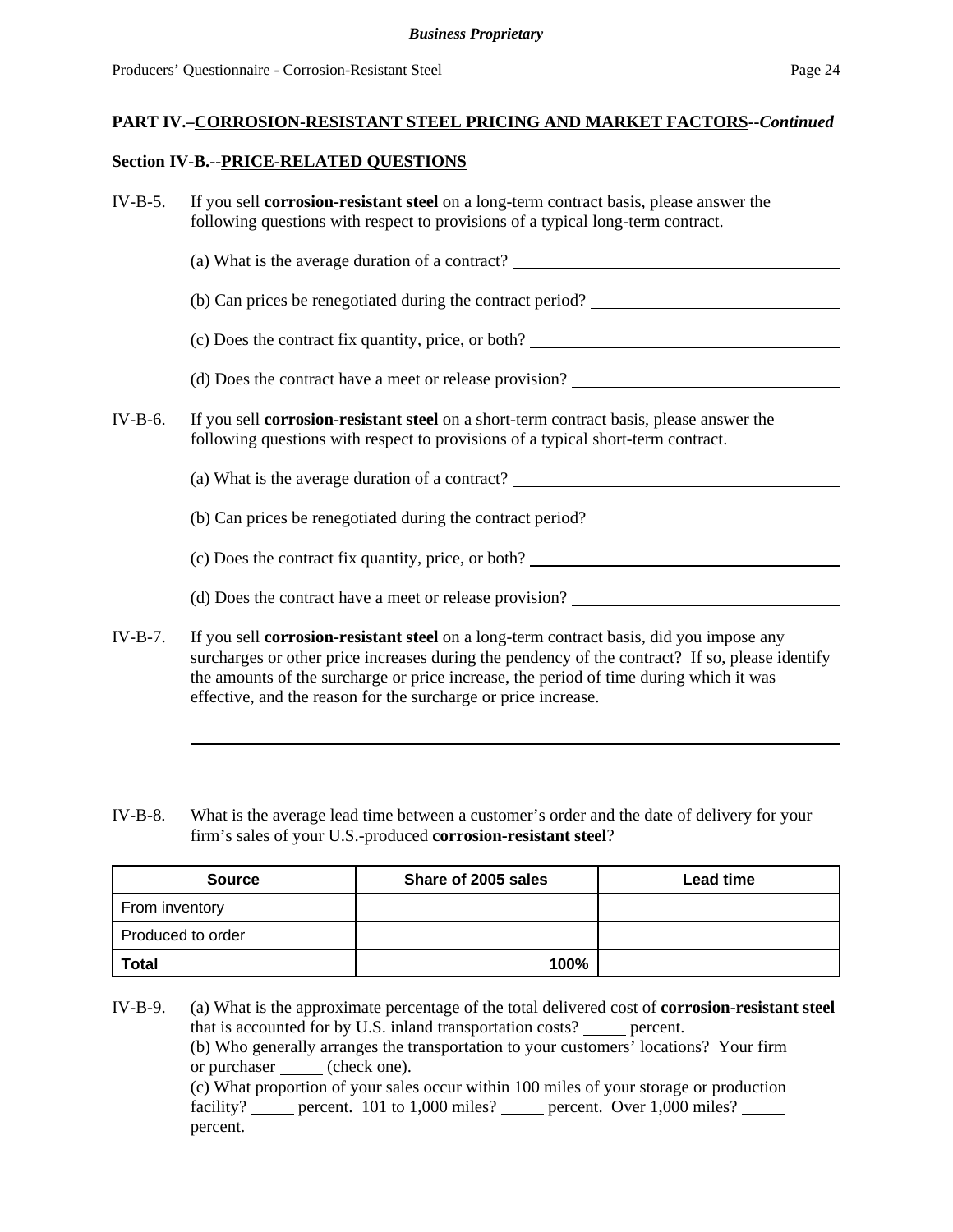## PART IV.–CORROSION-RESISTANT STEEL PRICING AND MARKET FACTORS--*Continued*

### Section IV-B.--PRICE-RELATED QUESTIONS

IV-B-5. If you sell **corrosion-resistant steel** on a long-term contract basis, please answer the following questions with respect to provisions of a typical long-term contract.

(a) What is the average duration of a contract? ______________________

(b) Can prices be renegotiated during the contract period? ______________________

(c) Does the contract fix quantity, price, or both? ______________________

(d) Does the contract have a meet or release provision? ______________________

IV-B-6. If you sell **corrosion-resistant steel** on a short-term contract basis, please answer the following questions with respect to provisions of a typical short-term contract.

(a) What is the average duration of a contract? ______________________

(b) Can prices be renegotiated during the contract period? ______________________

(c) Does the contract fix quantity, price, or both? ______________________

(d) Does the contract have a meet or release provision? ______________________

IV-B-7. If you sell **corrosion-resistant steel** on a long-term contract basis, did you impose any surcharges or other price increases during the pendency of the contract? If so, please identify the amounts of the surcharge or price increase, the period of time during which it was effective, and the reason for the surcharge or price increase.

______________________________________________________________________

______________________________________________________________________

IV-B-8. What is the average lead time between a customer's order and the date of delivery for your firm's sales of your U.S.-produced **corrosion-resistant steel**?

| Source | Share of 2005 sales | Lead time |
| --- | --- | --- |
| From inventory | | |
| Produced to order | | |
| **Total** | 100% | |

IV-B-9. (a) What is the approximate percentage of the total delivered cost of **corrosion-resistant steel** that is accounted for by U.S. inland transportation costs? _____ percent.
(b) Who generally arranges the transportation to your customers' locations? Your firm _____ or purchaser _____ (check one).
(c) What proportion of your sales occur within 100 miles of your storage or production facility? _____ percent. 101 to 1,000 miles? _____ percent. Over 1,000 miles? _____ percent.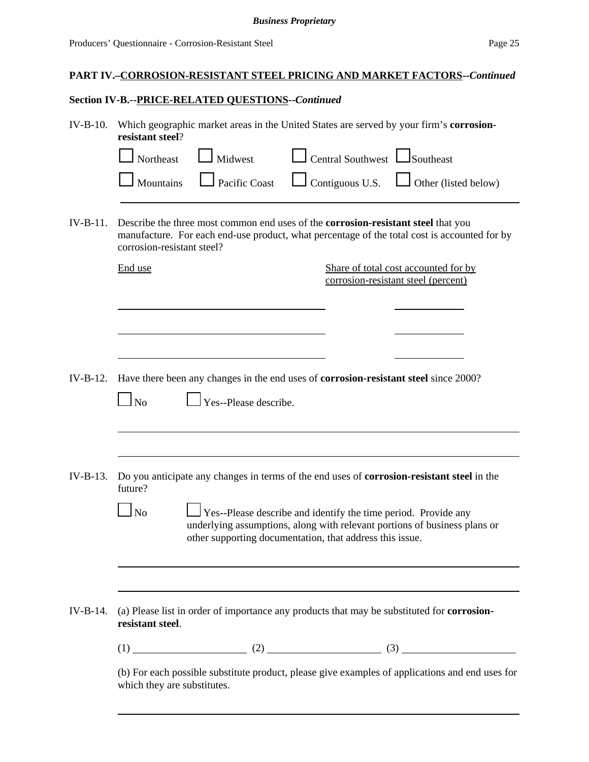**PART IV.–CORROSION-RESISTANT STEEL PRICING AND MARKET FACTORS--*Continued***

**Section IV-B.--PRICE-RELATED QUESTIONS--*Continued***

IV-B-10. Which geographic market areas in the United States are served by your firm's **corrosion-resistant steel**?

☐ Northeast ☐ Midwest ☐ Central Southwest ☐ Southeast

☐ Mountains ☐ Pacific Coast ☐ Contiguous U.S. ☐ Other (listed below)

______________________________________________

IV-B-11. Describe the three most common end uses of the **corrosion-resistant steel** that you manufacture. For each end-use product, what percentage of the total cost is accounted for by corrosion-resistant steel?

| End use | Share of total cost accounted for by corrosion-resistant steel (percent) |
|---|---|
| ______________________ | __________ |
| ______________________ | __________ |
| ______________________ | __________ |

IV-B-12. Have there been any changes in the end uses of **corrosion-resistant steel** since 2000?

☐ No ☐ Yes--Please describe.

______________________________________________

______________________________________________

IV-B-13. Do you anticipate any changes in terms of the end uses of **corrosion-resistant steel** in the future?

☐ No ☐ Yes--Please describe and identify the time period. Provide any underlying assumptions, along with relevant portions of business plans or other supporting documentation, that address this issue.

______________________________________________

______________________________________________

IV-B-14. (a) Please list in order of importance any products that may be substituted for **corrosion-resistant steel**.

(1) ______________ (2) ______________ (3) ______________

(b) For each possible substitute product, please give examples of applications and end uses for which they are substitutes.

______________________________________________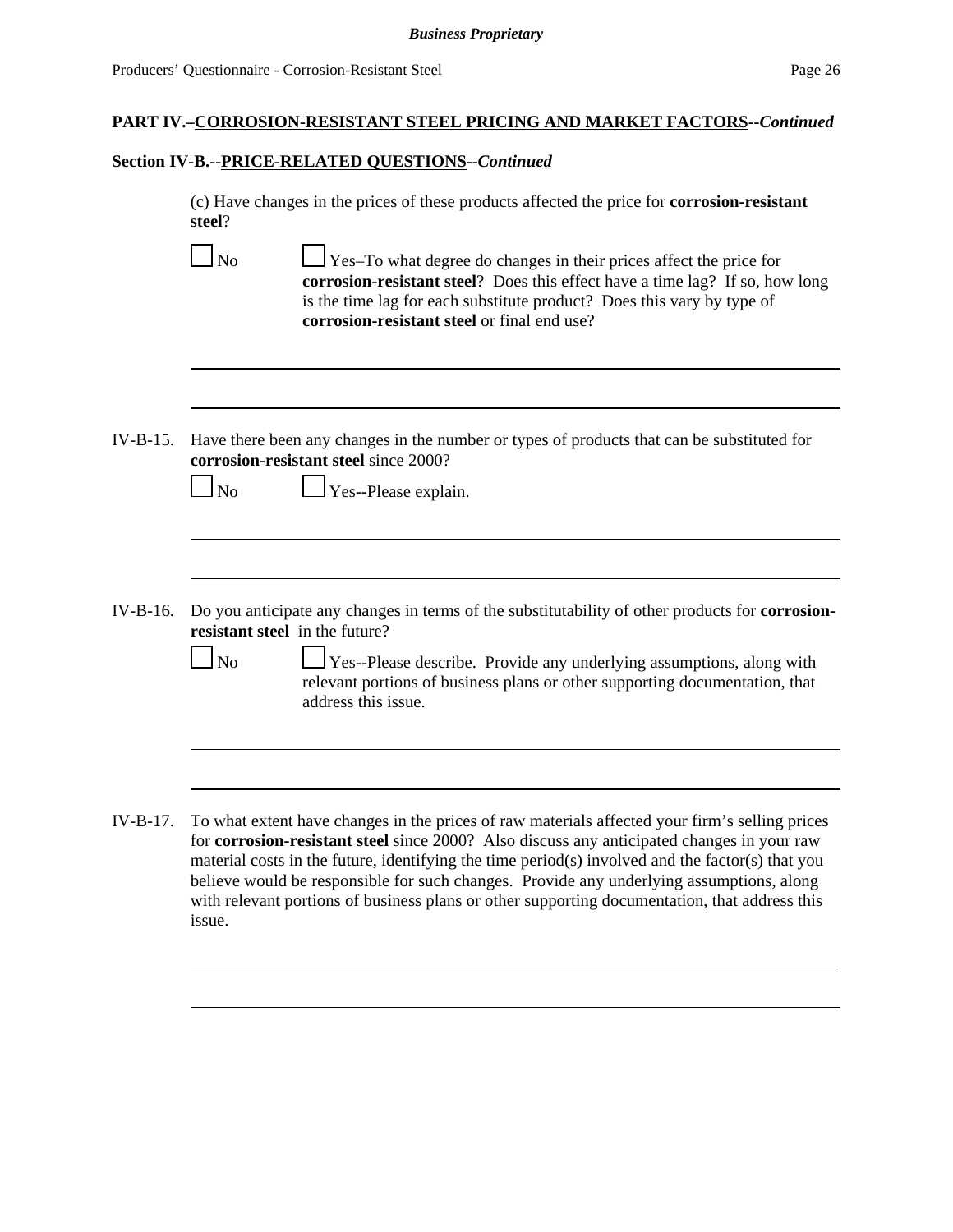**PART IV.–CORROSION-RESISTANT STEEL PRICING AND MARKET FACTORS--*Continued***

**Section IV-B.--PRICE-RELATED QUESTIONS--*Continued***

(c) Have changes in the prices of these products affected the price for **corrosion-resistant steel**?

☐ No ☐ Yes–To what degree do changes in their prices affect the price for **corrosion-resistant steel**? Does this effect have a time lag? If so, how long is the time lag for each substitute product? Does this vary by type of **corrosion-resistant steel** or final end use?

IV-B-15. Have there been any changes in the number or types of products that can be substituted for **corrosion-resistant steel** since 2000?

☐ No ☐ Yes--Please explain.

IV-B-16. Do you anticipate any changes in terms of the substitutability of other products for **corrosion-resistant steel** in the future?

☐ No ☐ Yes--Please describe. Provide any underlying assumptions, along with relevant portions of business plans or other supporting documentation, that address this issue.

IV-B-17. To what extent have changes in the prices of raw materials affected your firm's selling prices for **corrosion-resistant steel** since 2000? Also discuss any anticipated changes in your raw material costs in the future, identifying the time period(s) involved and the factor(s) that you believe would be responsible for such changes. Provide any underlying assumptions, along with relevant portions of business plans or other supporting documentation, that address this issue.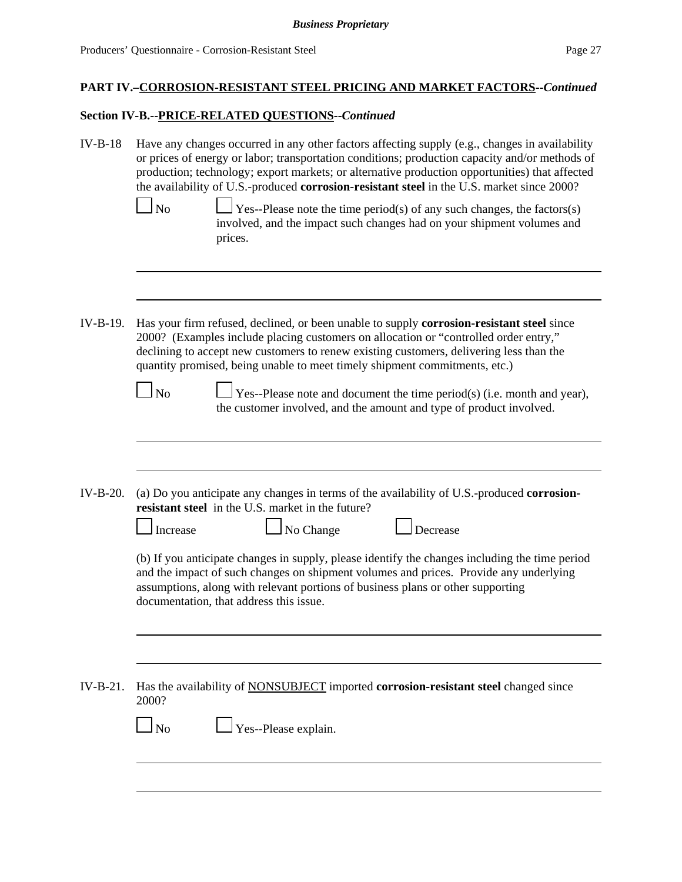**PART IV.–CORROSION-RESISTANT STEEL PRICING AND MARKET FACTORS--*Continued***

**Section IV-B.--PRICE-RELATED QUESTIONS--*Continued***

IV-B-18 Have any changes occurred in any other factors affecting supply (e.g., changes in availability or prices of energy or labor; transportation conditions; production capacity and/or methods of production; technology; export markets; or alternative production opportunities) that affected the availability of U.S.-produced **corrosion-resistant steel** in the U.S. market since 2000?

☐ No ☐ Yes--Please note the time period(s) of any such changes, the factors(s) involved, and the impact such changes had on your shipment volumes and prices.

IV-B-19. Has your firm refused, declined, or been unable to supply **corrosion-resistant steel** since 2000? (Examples include placing customers on allocation or "controlled order entry," declining to accept new customers to renew existing customers, delivering less than the quantity promised, being unable to meet timely shipment commitments, etc.)

☐ No ☐ Yes--Please note and document the time period(s) (i.e. month and year), the customer involved, and the amount and type of product involved.

IV-B-20. (a) Do you anticipate any changes in terms of the availability of U.S.-produced **corrosion-resistant steel** in the U.S. market in the future?

☐ Increase ☐ No Change ☐ Decrease

(b) If you anticipate changes in supply, please identify the changes including the time period and the impact of such changes on shipment volumes and prices. Provide any underlying assumptions, along with relevant portions of business plans or other supporting documentation, that address this issue.

IV-B-21. Has the availability of NONSUBJECT imported **corrosion-resistant steel** changed since 2000?

☐ No ☐ Yes--Please explain.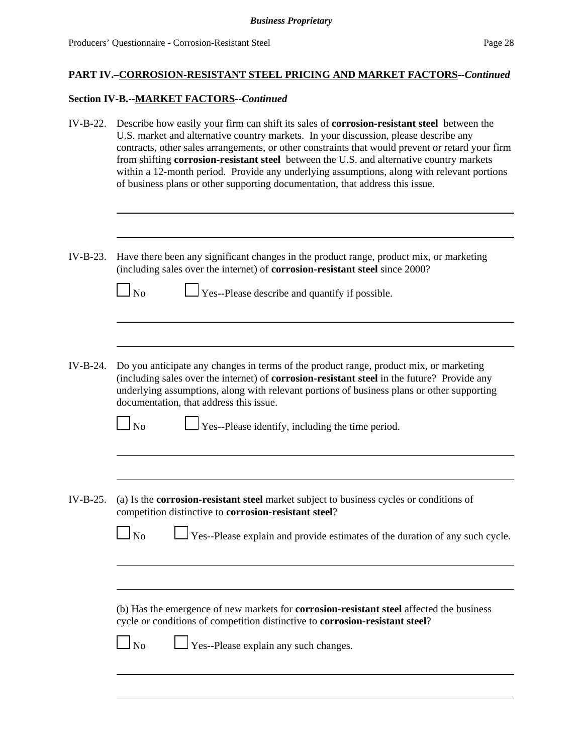**PART IV.–CORROSION-RESISTANT STEEL PRICING AND MARKET FACTORS--*Continued***

**Section IV-B.--MARKET FACTORS--*Continued***

IV-B-22. Describe how easily your firm can shift its sales of **corrosion-resistant steel** between the U.S. market and alternative country markets. In your discussion, please describe any contracts, other sales arrangements, or other constraints that would prevent or retard your firm from shifting **corrosion-resistant steel** between the U.S. and alternative country markets within a 12-month period. Provide any underlying assumptions, along with relevant portions of business plans or other supporting documentation, that address this issue.

IV-B-23. Have there been any significant changes in the product range, product mix, or marketing (including sales over the internet) of **corrosion-resistant steel** since 2000?

☐ No ☐ Yes--Please describe and quantify if possible.

IV-B-24. Do you anticipate any changes in terms of the product range, product mix, or marketing (including sales over the internet) of **corrosion-resistant steel** in the future? Provide any underlying assumptions, along with relevant portions of business plans or other supporting documentation, that address this issue.

☐ No ☐ Yes--Please identify, including the time period.

IV-B-25. (a) Is the **corrosion-resistant steel** market subject to business cycles or conditions of competition distinctive to **corrosion-resistant steel**?

☐ No ☐ Yes--Please explain and provide estimates of the duration of any such cycle.

(b) Has the emergence of new markets for **corrosion-resistant steel** affected the business cycle or conditions of competition distinctive to **corrosion-resistant steel**?

☐ No ☐ Yes--Please explain any such changes.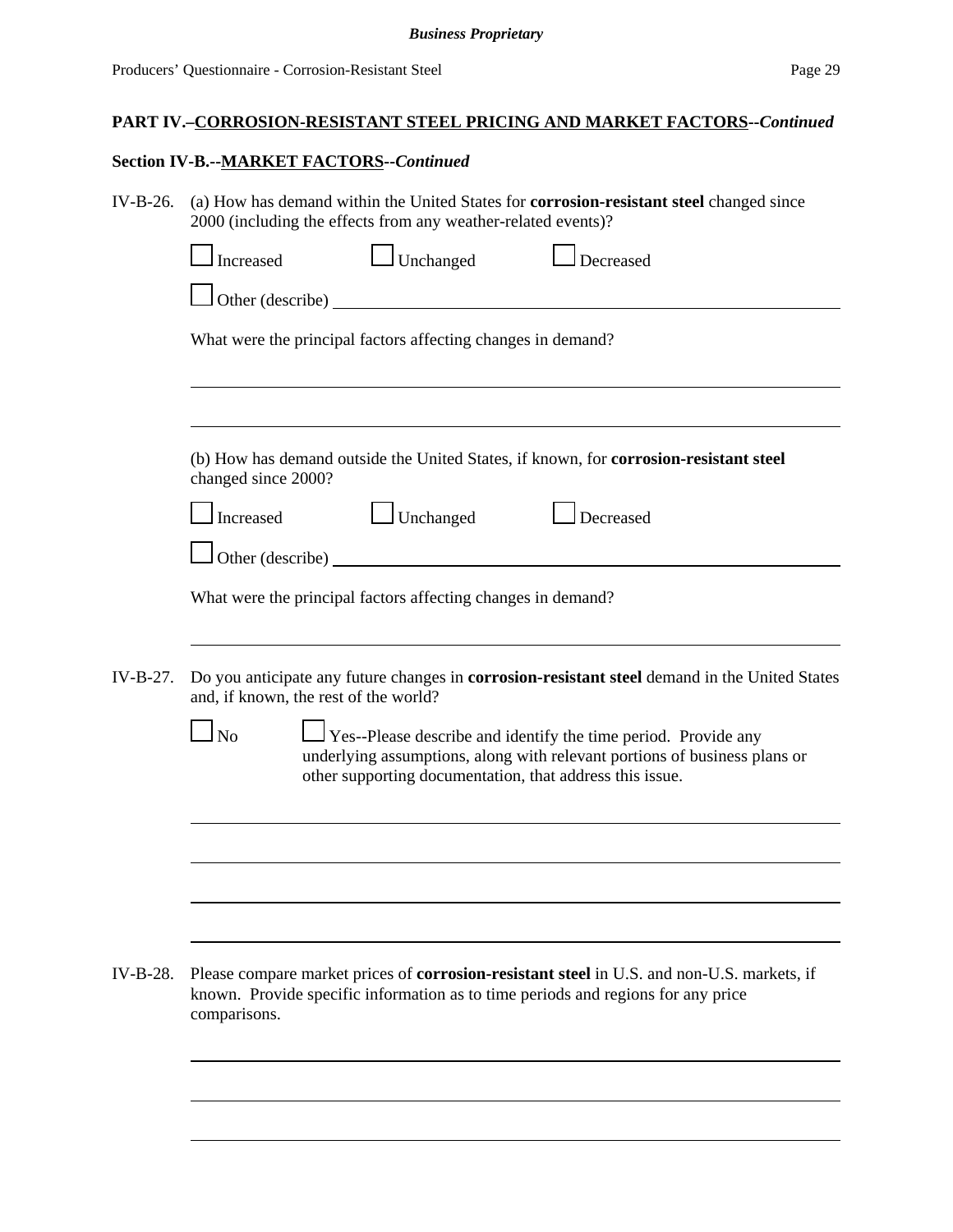**PART IV.–CORROSION-RESISTANT STEEL PRICING AND MARKET FACTORS--*Continued***

**Section IV-B.--MARKET FACTORS--*Continued***

IV-B-26. (a) How has demand within the United States for **corrosion-resistant steel** changed since 2000 (including the effects from any weather-related events)?

☐ Increased ☐ Unchanged ☐ Decreased

☐ Other (describe) ______________________________

What were the principal factors affecting changes in demand?

______________________________

______________________________

(b) How has demand outside the United States, if known, for **corrosion-resistant steel** changed since 2000?

☐ Increased ☐ Unchanged ☐ Decreased

☐ Other (describe) ______________________________

What were the principal factors affecting changes in demand?

______________________________

IV-B-27. Do you anticipate any future changes in **corrosion-resistant steel** demand in the United States and, if known, the rest of the world?

☐ No ☐ Yes--Please describe and identify the time period. Provide any underlying assumptions, along with relevant portions of business plans or other supporting documentation, that address this issue.

______________________________

______________________________

______________________________

______________________________

IV-B-28. Please compare market prices of **corrosion-resistant steel** in U.S. and non-U.S. markets, if known. Provide specific information as to time periods and regions for any price comparisons.

______________________________

______________________________

______________________________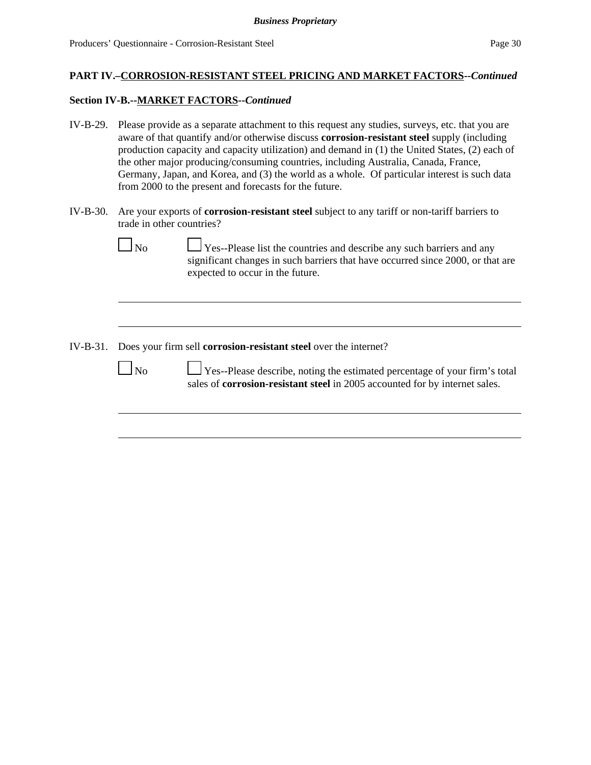**PART IV.–CORROSION-RESISTANT STEEL PRICING AND MARKET FACTORS--*Continued***

**Section IV-B.--MARKET FACTORS--*Continued***

IV-B-29. Please provide as a separate attachment to this request any studies, surveys, etc. that you are aware of that quantify and/or otherwise discuss **corrosion-resistant steel** supply (including production capacity and capacity utilization) and demand in (1) the United States, (2) each of the other major producing/consuming countries, including Australia, Canada, France, Germany, Japan, and Korea, and (3) the world as a whole. Of particular interest is such data from 2000 to the present and forecasts for the future.

IV-B-30. Are your exports of **corrosion-resistant steel** subject to any tariff or non-tariff barriers to trade in other countries?

☐ No ☐ Yes--Please list the countries and describe any such barriers and any significant changes in such barriers that have occurred since 2000, or that are expected to occur in the future.

\_\_\_\_\_\_\_\_\_\_\_\_\_\_\_\_\_\_\_\_\_\_\_\_\_\_\_\_\_\_\_\_\_\_\_\_\_\_\_\_\_\_\_\_\_\_\_\_\_\_\_\_\_\_\_\_\_\_\_\_

\_\_\_\_\_\_\_\_\_\_\_\_\_\_\_\_\_\_\_\_\_\_\_\_\_\_\_\_\_\_\_\_\_\_\_\_\_\_\_\_\_\_\_\_\_\_\_\_\_\_\_\_\_\_\_\_\_\_\_\_

IV-B-31. Does your firm sell **corrosion-resistant steel** over the internet?

☐ No ☐ Yes--Please describe, noting the estimated percentage of your firm's total sales of **corrosion-resistant steel** in 2005 accounted for by internet sales.

\_\_\_\_\_\_\_\_\_\_\_\_\_\_\_\_\_\_\_\_\_\_\_\_\_\_\_\_\_\_\_\_\_\_\_\_\_\_\_\_\_\_\_\_\_\_\_\_\_\_\_\_\_\_\_\_\_\_\_\_

\_\_\_\_\_\_\_\_\_\_\_\_\_\_\_\_\_\_\_\_\_\_\_\_\_\_\_\_\_\_\_\_\_\_\_\_\_\_\_\_\_\_\_\_\_\_\_\_\_\_\_\_\_\_\_\_\_\_\_\_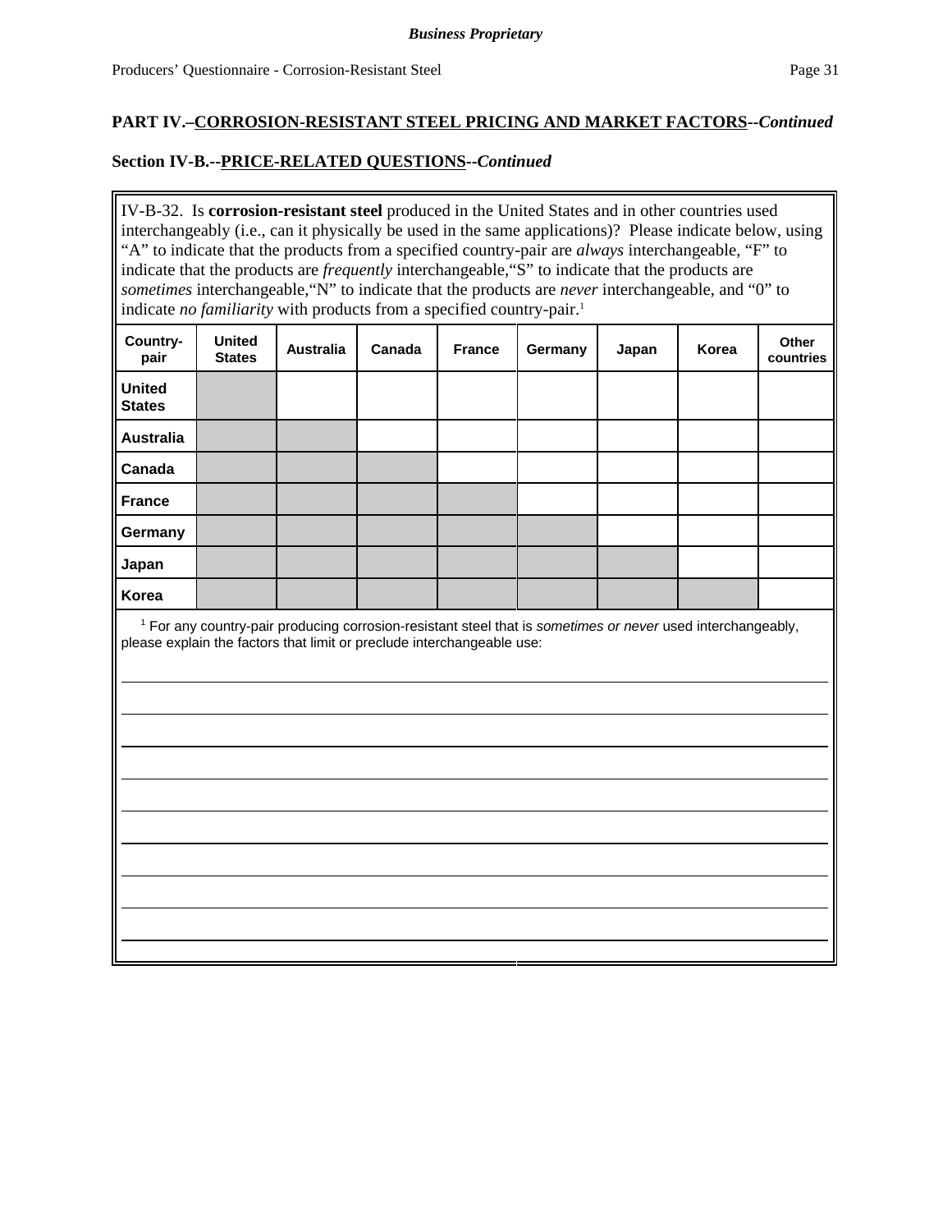**Business Proprietary**

## PART IV.–CORROSION-RESISTANT STEEL PRICING AND MARKET FACTORS--*Continued*

### Section IV-B.--PRICE-RELATED QUESTIONS--*Continued*

IV-B-32. Is **corrosion-resistant steel** produced in the United States and in other countries used interchangeably (i.e., can it physically be used in the same applications)? Please indicate below, using "A" to indicate that the products from a specified country-pair are *always* interchangeable, "F" to indicate that the products are *frequently* interchangeable,"S" to indicate that the products are *sometimes* interchangeable,"N" to indicate that the products are *never* interchangeable, and "0" to indicate *no familiarity* with products from a specified country-pair.[1]

| Country-pair | United States | Australia | Canada | France | Germany | Japan | Korea | Other countries |
|---|---|---|---|---|---|---|---|---|
| United States | | | | | | | | |
| Australia | | | | | | | | |
| Canada | | | | | | | | |
| France | | | | | | | | |
| Germany | | | | | | | | |
| Japan | | | | | | | | |
| Korea | | | | | | | | |

[1] For any country-pair producing corrosion-resistant steel that is *sometimes or never* used interchangeably, please explain the factors that limit or preclude interchangeable use: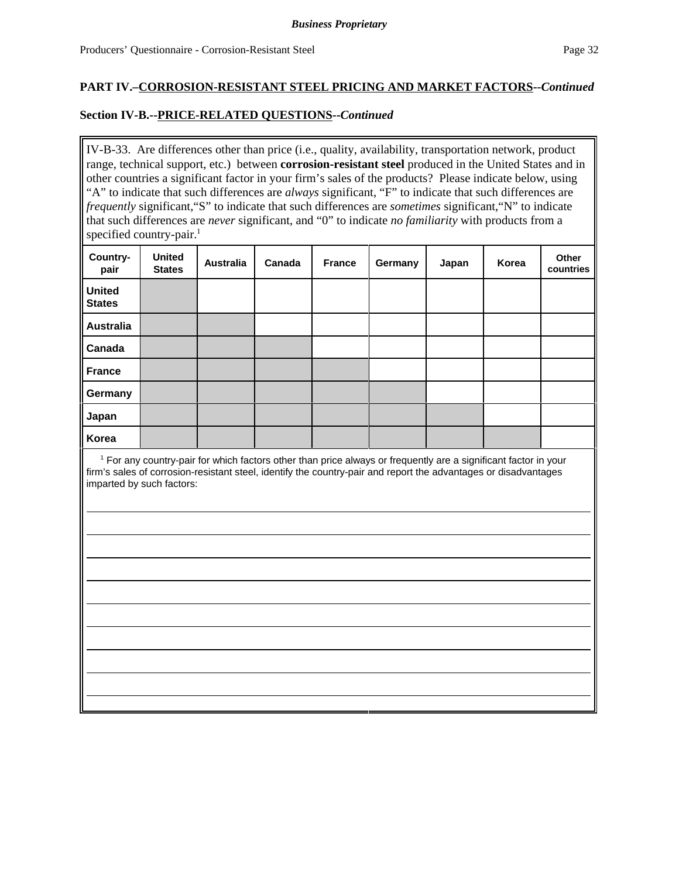**Business Proprietary**

Producers' Questionnaire - Corrosion-Resistant Steel

## PART IV.–CORROSION-RESISTANT STEEL PRICING AND MARKET FACTORS--*Continued*

### Section IV-B.--PRICE-RELATED QUESTIONS--*Continued*

IV-B-33. Are differences other than price (i.e., quality, availability, transportation network, product range, technical support, etc.) between **corrosion-resistant steel** produced in the United States and in other countries a significant factor in your firm's sales of the products? Please indicate below, using "A" to indicate that such differences are *always* significant, "F" to indicate that such differences are *frequently* significant,"S" to indicate that such differences are *sometimes* significant,"N" to indicate that such differences are *never* significant, and "0" to indicate *no familiarity* with products from a specified country-pair.[1]

| Country-pair | United States | Australia | Canada | France | Germany | Japan | Korea | Other countries |
|---|---|---|---|---|---|---|---|---|
| United States | | | | | | | | |
| Australia | | | | | | | | |
| Canada | | | | | | | | |
| France | | | | | | | | |
| Germany | | | | | | | | |
| Japan | | | | | | | | |
| Korea | | | | | | | | |

[1] For any country-pair for which factors other than price always or frequently are a significant factor in your firm's sales of corrosion-resistant steel, identify the country-pair and report the advantages or disadvantages imparted by such factors:

___

___

___

___

___

___

___

___

___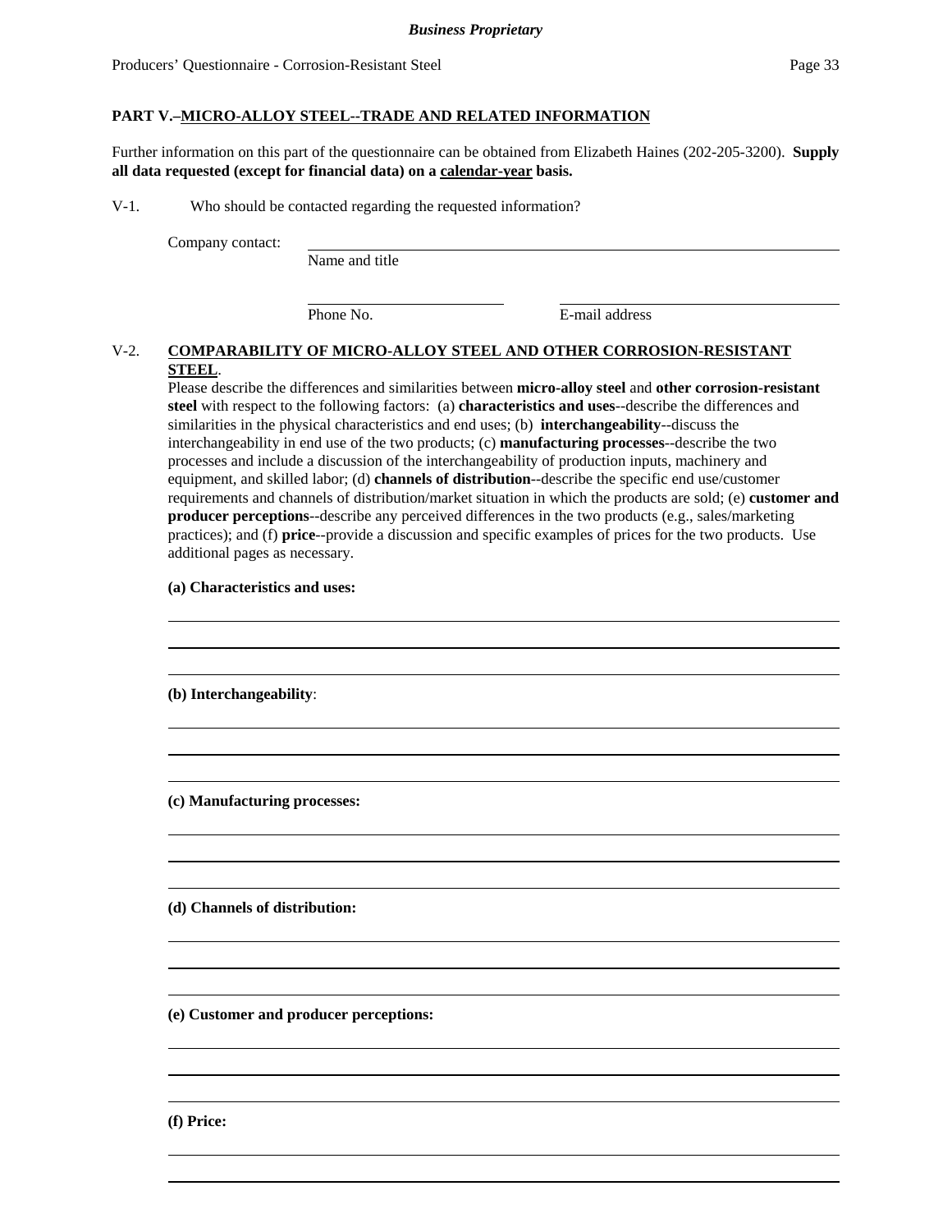## PART V.–MICRO-ALLOY STEEL--TRADE AND RELATED INFORMATION

Further information on this part of the questionnaire can be obtained from Elizabeth Haines (202-205-3200). **Supply all data requested (except for financial data) on a calendar-year basis.**

V-1. Who should be contacted regarding the requested information?

Company contact: ______________________________________________
Name and title

______________________ ______________________________
Phone No. E-mail address

V-2. **COMPARABILITY OF MICRO-ALLOY STEEL AND OTHER CORROSION-RESISTANT STEEL**.
Please describe the differences and similarities between **micro-alloy steel** and **other corrosion-resistant steel** with respect to the following factors: (a) **characteristics and uses**--describe the differences and similarities in the physical characteristics and end uses; (b) **interchangeability**--discuss the interchangeability in end use of the two products; (c) **manufacturing processes**--describe the two processes and include a discussion of the interchangeability of production inputs, machinery and equipment, and skilled labor; (d) **channels of distribution**--describe the specific end use/customer requirements and channels of distribution/market situation in which the products are sold; (e) **customer and producer perceptions**--describe any perceived differences in the two products (e.g., sales/marketing practices); and (f) **price**--provide a discussion and specific examples of prices for the two products. Use additional pages as necessary.

**(a) Characteristics and uses:**

______________________________________________

______________________________________________

______________________________________________

**(b) Interchangeability**:

______________________________________________

______________________________________________

______________________________________________

**(c) Manufacturing processes:**

______________________________________________

______________________________________________

______________________________________________

**(d) Channels of distribution:**

______________________________________________

______________________________________________

______________________________________________

**(e) Customer and producer perceptions:**

______________________________________________

______________________________________________

______________________________________________

**(f) Price:**

______________________________________________

______________________________________________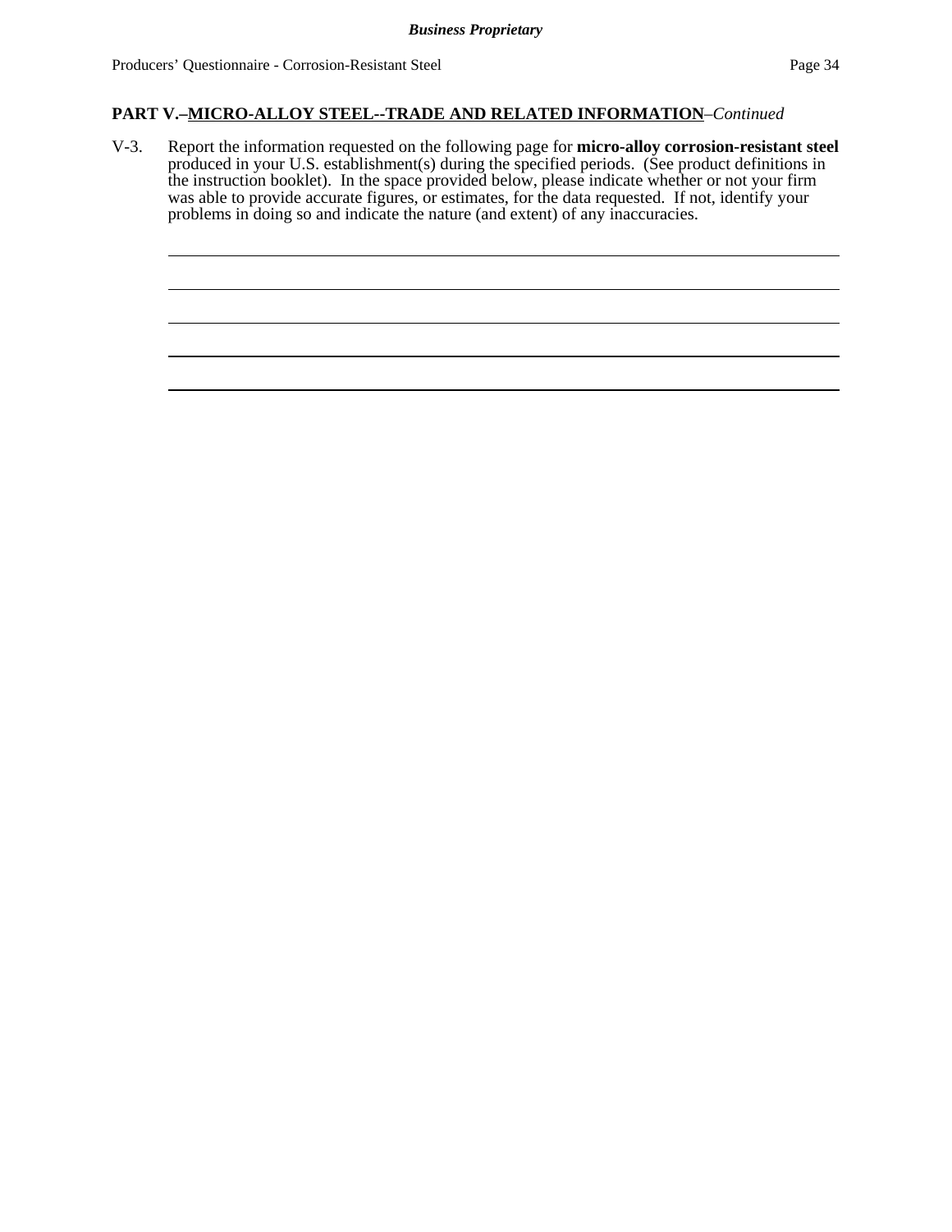**PART V.–MICRO-ALLOY STEEL--TRADE AND RELATED INFORMATION**–*Continued*

V-3. Report the information requested on the following page for **micro-alloy corrosion-resistant steel** produced in your U.S. establishment(s) during the specified periods. (See product definitions in the instruction booklet). In the space provided below, please indicate whether or not your firm was able to provide accurate figures, or estimates, for the data requested. If not, identify your problems in doing so and indicate the nature (and extent) of any inaccuracies.

\_\_\_\_\_\_\_\_\_\_\_\_\_\_\_\_\_\_\_\_\_\_\_\_\_\_\_\_\_\_\_\_\_\_\_\_\_\_\_\_\_\_\_\_\_\_\_\_\_\_\_\_\_\_\_\_\_\_\_\_\_\_\_\_\_\_\_\_\_\_\_\_

\_\_\_\_\_\_\_\_\_\_\_\_\_\_\_\_\_\_\_\_\_\_\_\_\_\_\_\_\_\_\_\_\_\_\_\_\_\_\_\_\_\_\_\_\_\_\_\_\_\_\_\_\_\_\_\_\_\_\_\_\_\_\_\_\_\_\_\_\_\_\_\_

\_\_\_\_\_\_\_\_\_\_\_\_\_\_\_\_\_\_\_\_\_\_\_\_\_\_\_\_\_\_\_\_\_\_\_\_\_\_\_\_\_\_\_\_\_\_\_\_\_\_\_\_\_\_\_\_\_\_\_\_\_\_\_\_\_\_\_\_\_\_\_\_

\_\_\_\_\_\_\_\_\_\_\_\_\_\_\_\_\_\_\_\_\_\_\_\_\_\_\_\_\_\_\_\_\_\_\_\_\_\_\_\_\_\_\_\_\_\_\_\_\_\_\_\_\_\_\_\_\_\_\_\_\_\_\_\_\_\_\_\_\_\_\_\_

\_\_\_\_\_\_\_\_\_\_\_\_\_\_\_\_\_\_\_\_\_\_\_\_\_\_\_\_\_\_\_\_\_\_\_\_\_\_\_\_\_\_\_\_\_\_\_\_\_\_\_\_\_\_\_\_\_\_\_\_\_\_\_\_\_\_\_\_\_\_\_\_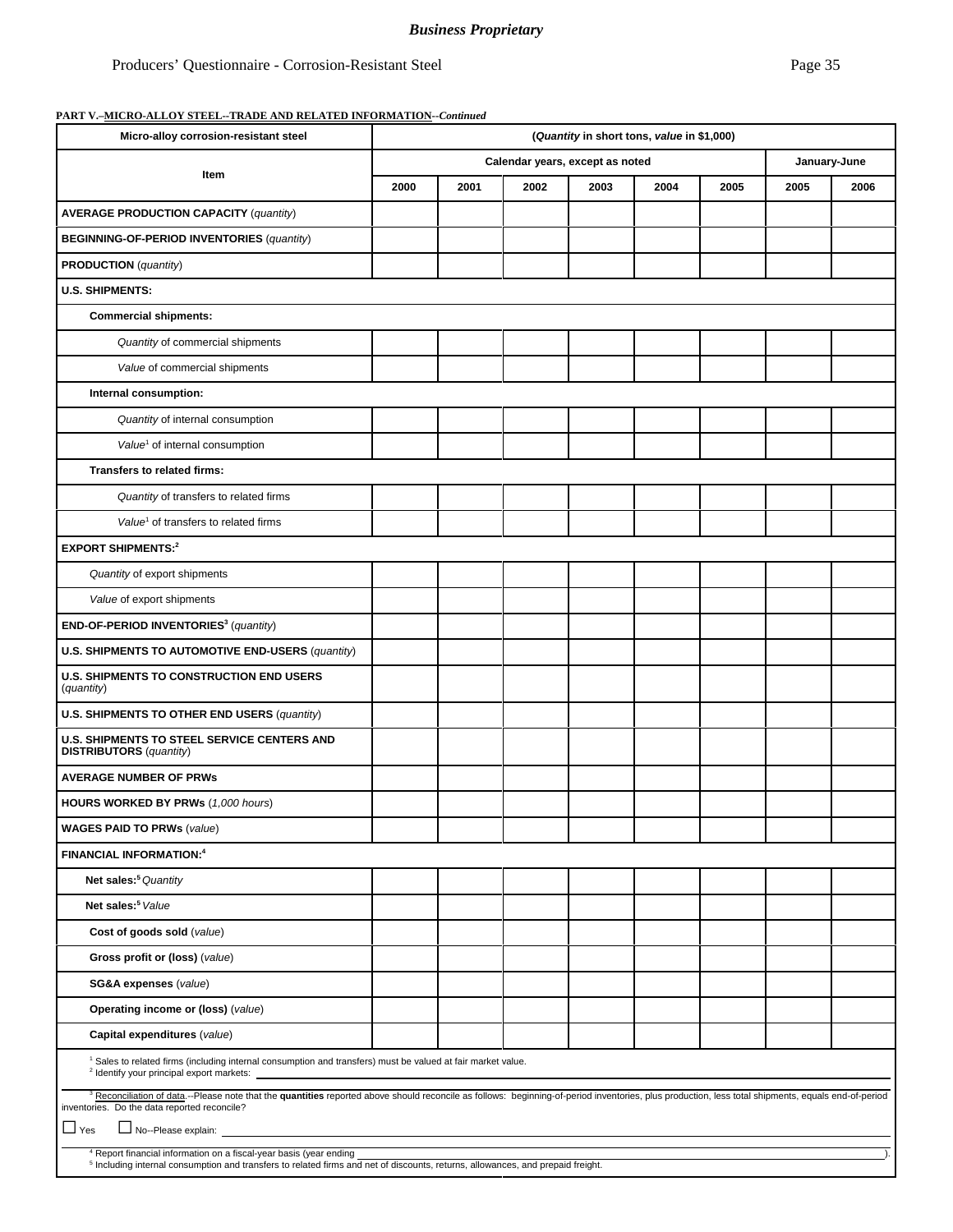**PART V.–MICRO-ALLOY STEEL--TRADE AND RELATED INFORMATION--*Continued***

| Micro-alloy corrosion-resistant steel | (*Quantity* in short tons, *value* in $1,000) | | | | | | | |
|---|---|---|---|---|---|---|---|---|
| Item | Calendar years, except as noted | | | | | | January-June | |
| | 2000 | 2001 | 2002 | 2003 | 2004 | 2005 | 2005 | 2006 |
| **AVERAGE PRODUCTION CAPACITY** (*quantity*) | | | | | | | | |
| **BEGINNING-OF-PERIOD INVENTORIES** (*quantity*) | | | | | | | | |
| **PRODUCTION** (*quantity*) | | | | | | | | |
| **U.S. SHIPMENTS:** | | | | | | | | |
| **Commercial shipments:** | | | | | | | | |
| *Quantity* of commercial shipments | | | | | | | | |
| *Value* of commercial shipments | | | | | | | | |
| **Internal consumption:** | | | | | | | | |
| *Quantity* of internal consumption | | | | | | | | |
| *Value*[1] of internal consumption | | | | | | | | |
| **Transfers to related firms:** | | | | | | | | |
| *Quantity* of transfers to related firms | | | | | | | | |
| *Value*[1] of transfers to related firms | | | | | | | | |
| **EXPORT SHIPMENTS:**[2] | | | | | | | | |
| *Quantity* of export shipments | | | | | | | | |
| *Value* of export shipments | | | | | | | | |
| **END-OF-PERIOD INVENTORIES**[3] (*quantity*) | | | | | | | | |
| **U.S. SHIPMENTS TO AUTOMOTIVE END-USERS** (*quantity*) | | | | | | | | |
| **U.S. SHIPMENTS TO CONSTRUCTION END USERS** (*quantity*) | | | | | | | | |
| **U.S. SHIPMENTS TO OTHER END USERS** (*quantity*) | | | | | | | | |
| **U.S. SHIPMENTS TO STEEL SERVICE CENTERS AND DISTRIBUTORS** (*quantity*) | | | | | | | | |
| **AVERAGE NUMBER OF PRWs** | | | | | | | | |
| **HOURS WORKED BY PRWs** (*1,000 hours*) | | | | | | | | |
| **WAGES PAID TO PRWs** (*value*) | | | | | | | | |
| **FINANCIAL INFORMATION:**[4] | | | | | | | | |
| **Net sales:**[5] *Quantity* | | | | | | | | |
| **Net sales:**[5] *Value* | | | | | | | | |
| **Cost of goods sold** (*value*) | | | | | | | | |
| **Gross profit or (loss)** (*value*) | | | | | | | | |
| **SG&A expenses** (*value*) | | | | | | | | |
| **Operating income or (loss)** (*value*) | | | | | | | | |
| **Capital expenditures** (*value*) | | | | | | | | |

[1] Sales to related firms (including internal consumption and transfers) must be valued at fair market value.
[2] Identify your principal export markets: ______________________

[3] Reconciliation of data.--Please note that the **quantities** reported above should reconcile as follows: beginning-of-period inventories, plus production, less total shipments, equals end-of-period inventories. Do the data reported reconcile?

☐ Yes ☐ No--Please explain: ______________________

[4] Report financial information on a fiscal-year basis (year ending ______________________).
[5] Including internal consumption and transfers to related firms and net of discounts, returns, allowances, and prepaid freight.